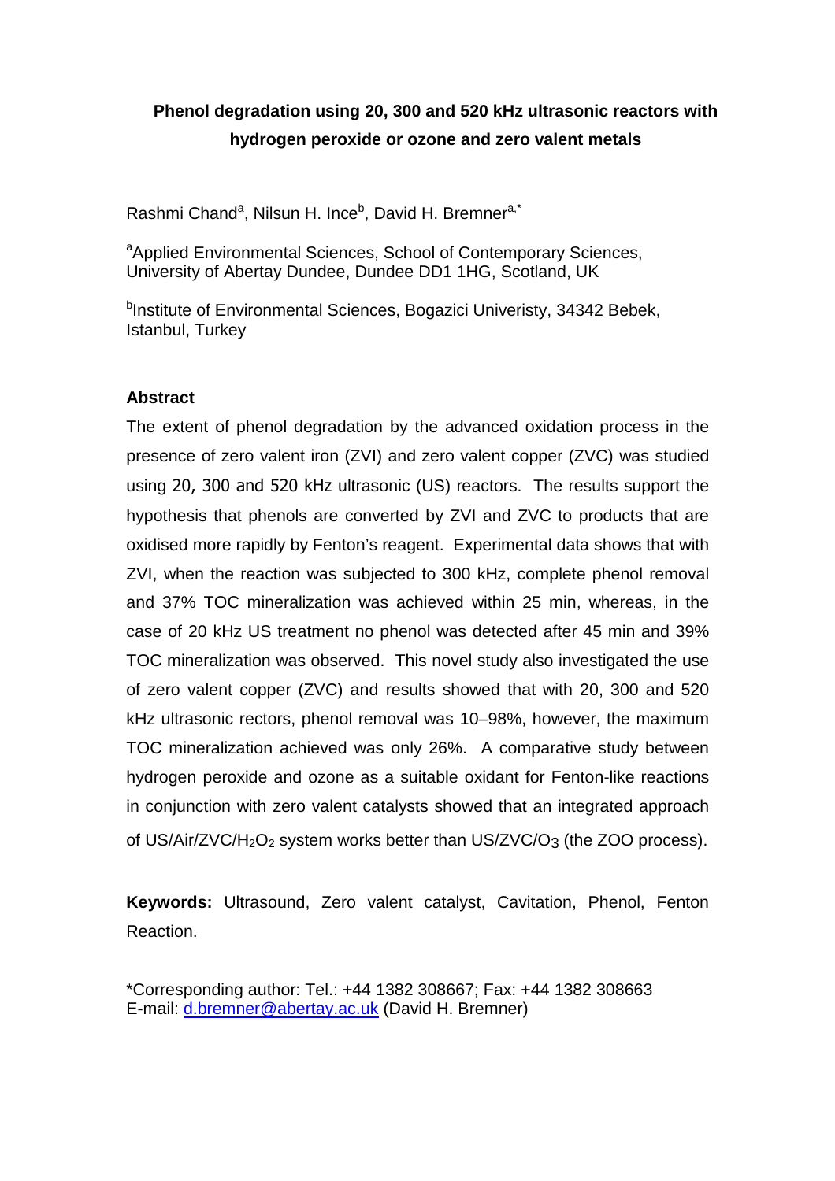# Phenol degradation using 20, 300 and 520 kHz ultrasonic reactors with hydrogen peroxide or ozone and zero valent metals

Rashmi Chand[a], Nilsun H. Ince[b], David H. Bremner[a,*]

[a]Applied Environmental Sciences, School of Contemporary Sciences, University of Abertay Dundee, Dundee DD1 1HG, Scotland, UK

[b]Institute of Environmental Sciences, Bogazici Univeristy, 34342 Bebek, Istanbul, Turkey

## Abstract

The extent of phenol degradation by the advanced oxidation process in the presence of zero valent iron (ZVI) and zero valent copper (ZVC) was studied using 20, 300 and 520 kHz ultrasonic (US) reactors. The results support the hypothesis that phenols are converted by ZVI and ZVC to products that are oxidised more rapidly by Fenton's reagent. Experimental data shows that with ZVI, when the reaction was subjected to 300 kHz, complete phenol removal and 37% TOC mineralization was achieved within 25 min, whereas, in the case of 20 kHz US treatment no phenol was detected after 45 min and 39% TOC mineralization was observed. This novel study also investigated the use of zero valent copper (ZVC) and results showed that with 20, 300 and 520 kHz ultrasonic rectors, phenol removal was 10–98%, however, the maximum TOC mineralization achieved was only 26%. A comparative study between hydrogen peroxide and ozone as a suitable oxidant for Fenton-like reactions in conjunction with zero valent catalysts showed that an integrated approach of US/Air/ZVC/$H_2O_2$ system works better than US/ZVC/$O_3$ (the ZOO process).

**Keywords:** Ultrasound, Zero valent catalyst, Cavitation, Phenol, Fenton Reaction.

*Corresponding author: Tel.: +44 1382 308667; Fax: +44 1382 308663
E-mail: d.bremner@abertay.ac.uk (David H. Bremner)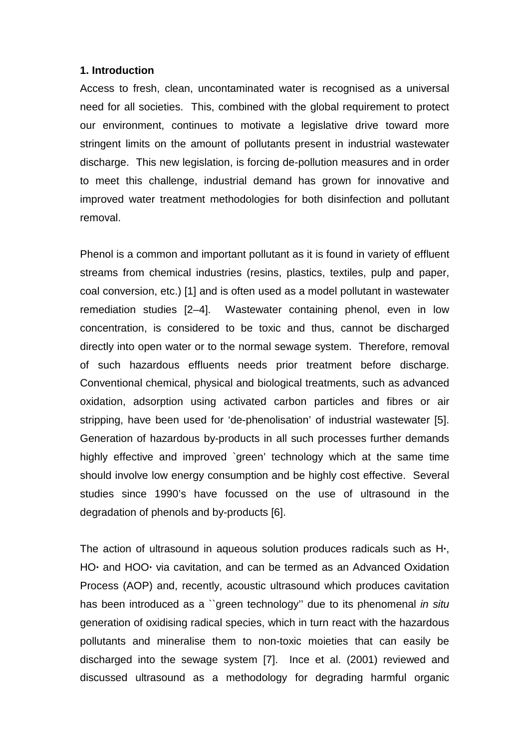**1. Introduction**

Access to fresh, clean, uncontaminated water is recognised as a universal need for all societies. This, combined with the global requirement to protect our environment, continues to motivate a legislative drive toward more stringent limits on the amount of pollutants present in industrial wastewater discharge. This new legislation, is forcing de-pollution measures and in order to meet this challenge, industrial demand has grown for innovative and improved water treatment methodologies for both disinfection and pollutant removal.

Phenol is a common and important pollutant as it is found in variety of effluent streams from chemical industries (resins, plastics, textiles, pulp and paper, coal conversion, etc.) [1] and is often used as a model pollutant in wastewater remediation studies [2–4]. Wastewater containing phenol, even in low concentration, is considered to be toxic and thus, cannot be discharged directly into open water or to the normal sewage system. Therefore, removal of such hazardous effluents needs prior treatment before discharge. Conventional chemical, physical and biological treatments, such as advanced oxidation, adsorption using activated carbon particles and fibres or air stripping, have been used for 'de-phenolisation' of industrial wastewater [5]. Generation of hazardous by-products in all such processes further demands highly effective and improved `green' technology which at the same time should involve low energy consumption and be highly cost effective. Several studies since 1990's have focussed on the use of ultrasound in the degradation of phenols and by-products [6].

The action of ultrasound in aqueous solution produces radicals such as H·, HO· and HOO· via cavitation, and can be termed as an Advanced Oxidation Process (AOP) and, recently, acoustic ultrasound which produces cavitation has been introduced as a ``green technology'' due to its phenomenal *in situ* generation of oxidising radical species, which in turn react with the hazardous pollutants and mineralise them to non-toxic moieties that can easily be discharged into the sewage system [7]. Ince et al. (2001) reviewed and discussed ultrasound as a methodology for degrading harmful organic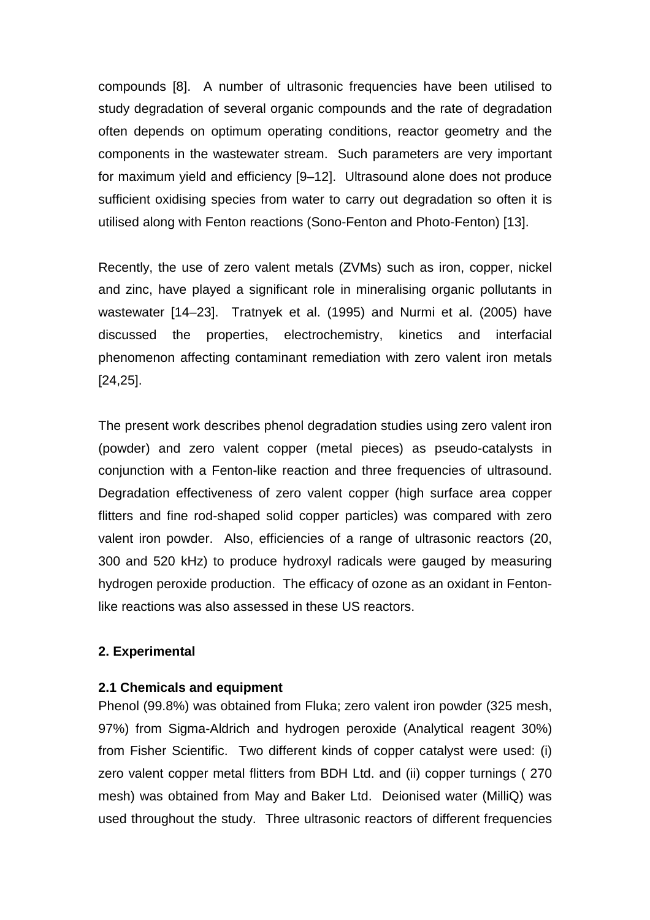compounds [8]. A number of ultrasonic frequencies have been utilised to study degradation of several organic compounds and the rate of degradation often depends on optimum operating conditions, reactor geometry and the components in the wastewater stream. Such parameters are very important for maximum yield and efficiency [9–12]. Ultrasound alone does not produce sufficient oxidising species from water to carry out degradation so often it is utilised along with Fenton reactions (Sono-Fenton and Photo-Fenton) [13].

Recently, the use of zero valent metals (ZVMs) such as iron, copper, nickel and zinc, have played a significant role in mineralising organic pollutants in wastewater [14–23]. Tratnyek et al. (1995) and Nurmi et al. (2005) have discussed the properties, electrochemistry, kinetics and interfacial phenomenon affecting contaminant remediation with zero valent iron metals [24,25].

The present work describes phenol degradation studies using zero valent iron (powder) and zero valent copper (metal pieces) as pseudo-catalysts in conjunction with a Fenton-like reaction and three frequencies of ultrasound. Degradation effectiveness of zero valent copper (high surface area copper flitters and fine rod-shaped solid copper particles) was compared with zero valent iron powder. Also, efficiencies of a range of ultrasonic reactors (20, 300 and 520 kHz) to produce hydroxyl radicals were gauged by measuring hydrogen peroxide production. The efficacy of ozone as an oxidant in Fenton-like reactions was also assessed in these US reactors.

## 2. Experimental

### 2.1 Chemicals and equipment

Phenol (99.8%) was obtained from Fluka; zero valent iron powder (325 mesh, 97%) from Sigma-Aldrich and hydrogen peroxide (Analytical reagent 30%) from Fisher Scientific. Two different kinds of copper catalyst were used: (i) zero valent copper metal flitters from BDH Ltd. and (ii) copper turnings ( 270 mesh) was obtained from May and Baker Ltd. Deionised water (MilliQ) was used throughout the study. Three ultrasonic reactors of different frequencies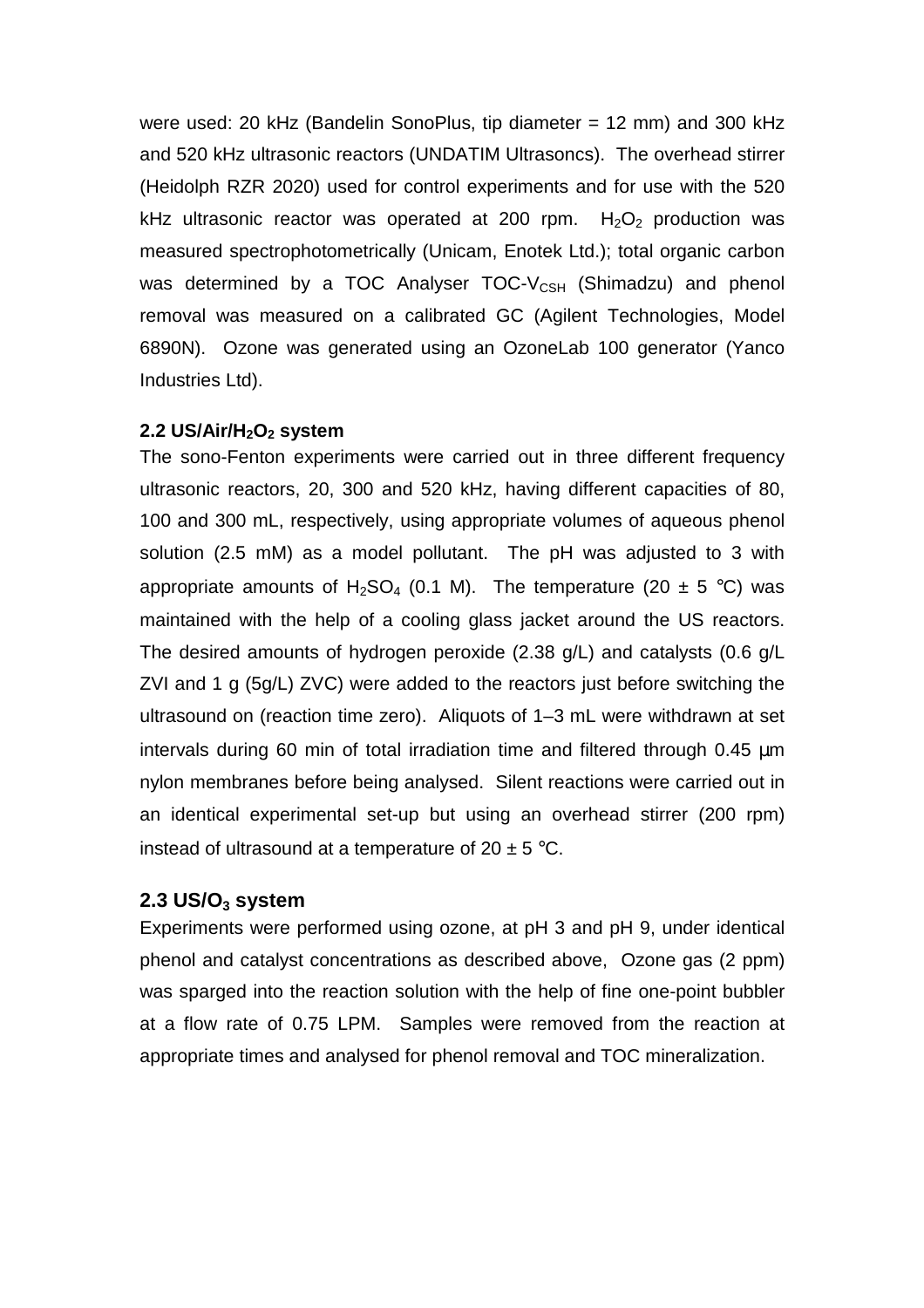were used: 20 kHz (Bandelin SonoPlus, tip diameter = 12 mm) and 300 kHz and 520 kHz ultrasonic reactors (UNDATIM Ultrasoncs). The overhead stirrer (Heidolph RZR 2020) used for control experiments and for use with the 520 kHz ultrasonic reactor was operated at 200 rpm. $H_2O_2$ production was measured spectrophotometrically (Unicam, Enotek Ltd.); total organic carbon was determined by a TOC Analyser TOC-$V_{CSH}$ (Shimadzu) and phenol removal was measured on a calibrated GC (Agilent Technologies, Model 6890N). Ozone was generated using an OzoneLab 100 generator (Yanco Industries Ltd).

### 2.2 US/Air/$H_2O_2$ system

The sono-Fenton experiments were carried out in three different frequency ultrasonic reactors, 20, 300 and 520 kHz, having different capacities of 80, 100 and 300 mL, respectively, using appropriate volumes of aqueous phenol solution (2.5 mM) as a model pollutant. The pH was adjusted to 3 with appropriate amounts of $H_2SO_4$ (0.1 M). The temperature (20 ± 5 °C) was maintained with the help of a cooling glass jacket around the US reactors. The desired amounts of hydrogen peroxide (2.38 g/L) and catalysts (0.6 g/L ZVI and 1 g (5g/L) ZVC) were added to the reactors just before switching the ultrasound on (reaction time zero). Aliquots of 1–3 mL were withdrawn at set intervals during 60 min of total irradiation time and filtered through 0.45 μm nylon membranes before being analysed. Silent reactions were carried out in an identical experimental set-up but using an overhead stirrer (200 rpm) instead of ultrasound at a temperature of 20 ± 5 °C.

### 2.3 US/$O_3$ system

Experiments were performed using ozone, at pH 3 and pH 9, under identical phenol and catalyst concentrations as described above, Ozone gas (2 ppm) was sparged into the reaction solution with the help of fine one-point bubbler at a flow rate of 0.75 LPM. Samples were removed from the reaction at appropriate times and analysed for phenol removal and TOC mineralization.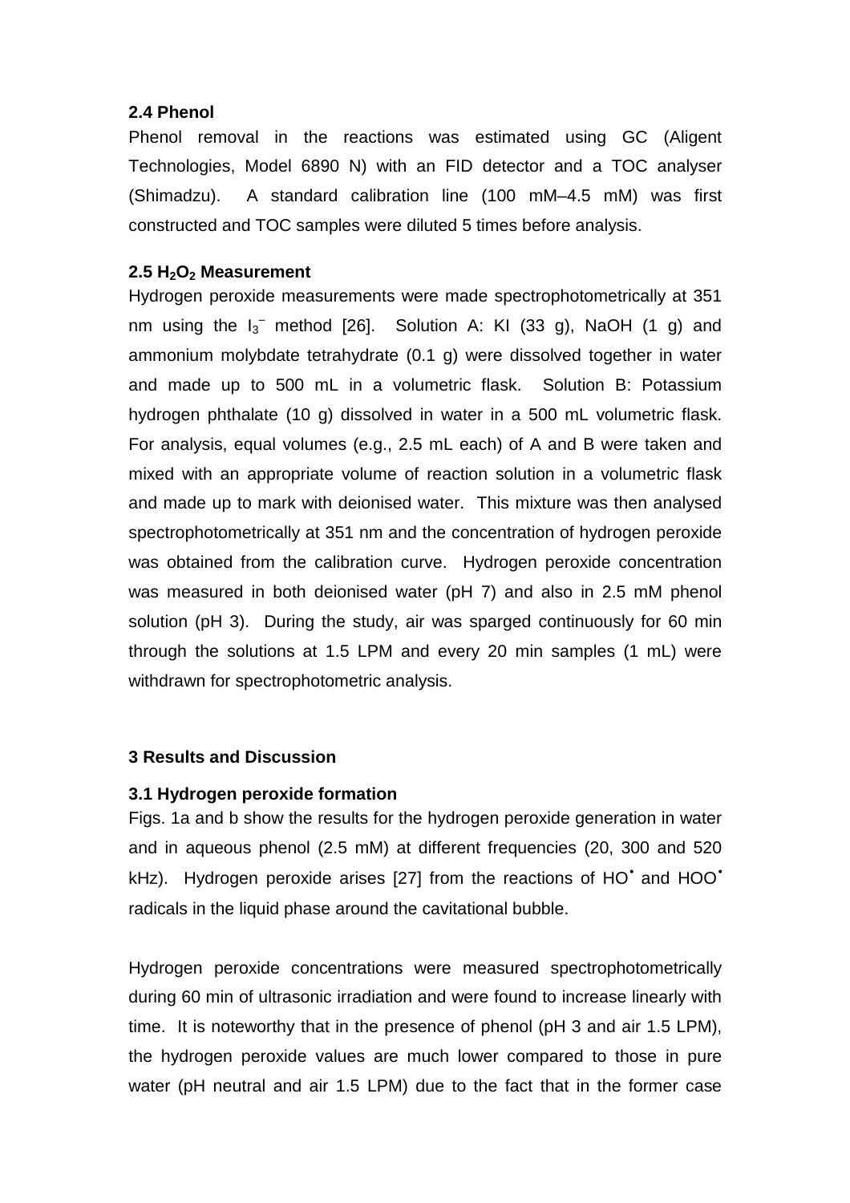### 2.4 Phenol

Phenol removal in the reactions was estimated using GC (Aligent Technologies, Model 6890 N) with an FID detector and a TOC analyser (Shimadzu). A standard calibration line (100 mM–4.5 mM) was first constructed and TOC samples were diluted 5 times before analysis.

### 2.5 $H_2O_2$ Measurement

Hydrogen peroxide measurements were made spectrophotometrically at 351 nm using the $I_3^-$ method [26]. Solution A: KI (33 g), NaOH (1 g) and ammonium molybdate tetrahydrate (0.1 g) were dissolved together in water and made up to 500 mL in a volumetric flask. Solution B: Potassium hydrogen phthalate (10 g) dissolved in water in a 500 mL volumetric flask. For analysis, equal volumes (e.g., 2.5 mL each) of A and B were taken and mixed with an appropriate volume of reaction solution in a volumetric flask and made up to mark with deionised water. This mixture was then analysed spectrophotometrically at 351 nm and the concentration of hydrogen peroxide was obtained from the calibration curve. Hydrogen peroxide concentration was measured in both deionised water (pH 7) and also in 2.5 mM phenol solution (pH 3). During the study, air was sparged continuously for 60 min through the solutions at 1.5 LPM and every 20 min samples (1 mL) were withdrawn for spectrophotometric analysis.

## 3 Results and Discussion

### 3.1 Hydrogen peroxide formation

Figs. 1a and b show the results for the hydrogen peroxide generation in water and in aqueous phenol (2.5 mM) at different frequencies (20, 300 and 520 kHz). Hydrogen peroxide arises [27] from the reactions of $HO^\bullet$ and $HOO^\bullet$ radicals in the liquid phase around the cavitational bubble.

Hydrogen peroxide concentrations were measured spectrophotometrically during 60 min of ultrasonic irradiation and were found to increase linearly with time. It is noteworthy that in the presence of phenol (pH 3 and air 1.5 LPM), the hydrogen peroxide values are much lower compared to those in pure water (pH neutral and air 1.5 LPM) due to the fact that in the former case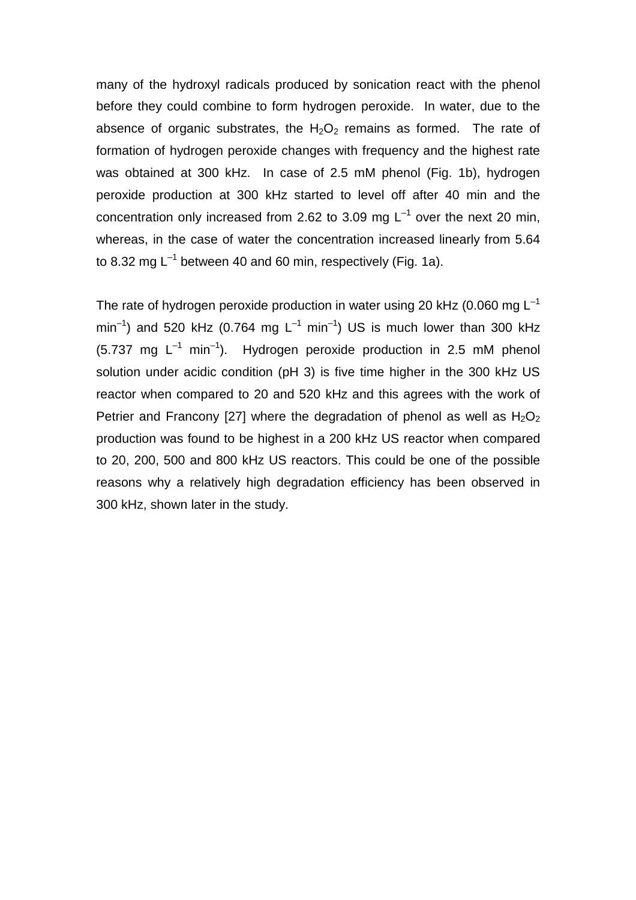many of the hydroxyl radicals produced by sonication react with the phenol before they could combine to form hydrogen peroxide. In water, due to the absence of organic substrates, the $H_2O_2$ remains as formed. The rate of formation of hydrogen peroxide changes with frequency and the highest rate was obtained at 300 kHz. In case of 2.5 mM phenol (Fig. 1b), hydrogen peroxide production at 300 kHz started to level off after 40 min and the concentration only increased from 2.62 to 3.09 mg $L^{-1}$ over the next 20 min, whereas, in the case of water the concentration increased linearly from 5.64 to 8.32 mg $L^{-1}$ between 40 and 60 min, respectively (Fig. 1a).

The rate of hydrogen peroxide production in water using 20 kHz (0.060 mg $L^{-1}$ $min^{-1}$) and 520 kHz (0.764 mg $L^{-1}$ $min^{-1}$) US is much lower than 300 kHz (5.737 mg $L^{-1}$ $min^{-1}$). Hydrogen peroxide production in 2.5 mM phenol solution under acidic condition (pH 3) is five time higher in the 300 kHz US reactor when compared to 20 and 520 kHz and this agrees with the work of Petrier and Francony [27] where the degradation of phenol as well as $H_2O_2$ production was found to be highest in a 200 kHz US reactor when compared to 20, 200, 500 and 800 kHz US reactors. This could be one of the possible reasons why a relatively high degradation efficiency has been observed in 300 kHz, shown later in the study.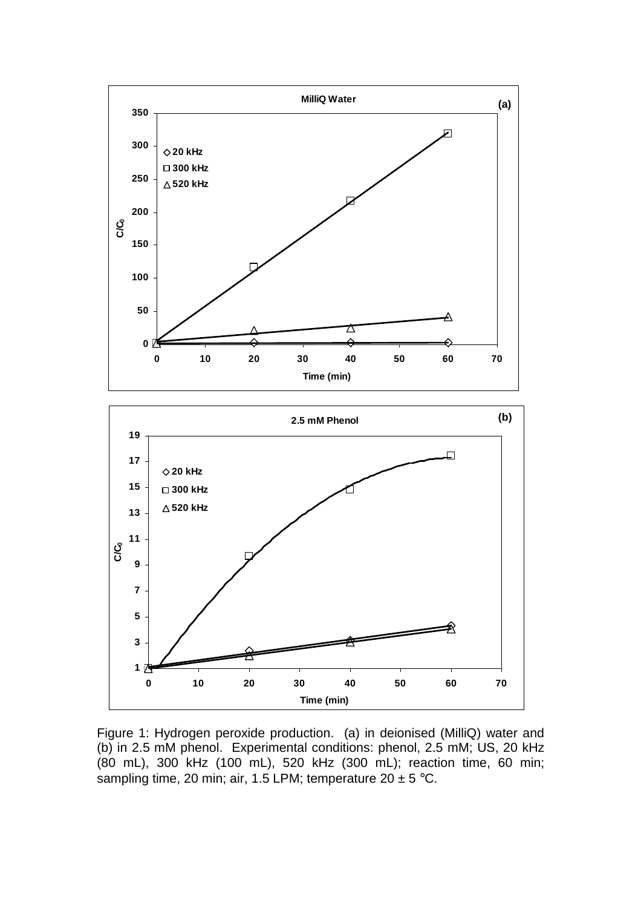Figure 1: Hydrogen peroxide production. (a) in deionised (MilliQ) water and (b) in 2.5 mM phenol. Experimental conditions: phenol, 2.5 mM; US, 20 kHz (80 mL), 300 kHz (100 mL), 520 kHz (300 mL); reaction time, 60 min; sampling time, 20 min; air, 1.5 LPM; temperature 20 ± 5 °C.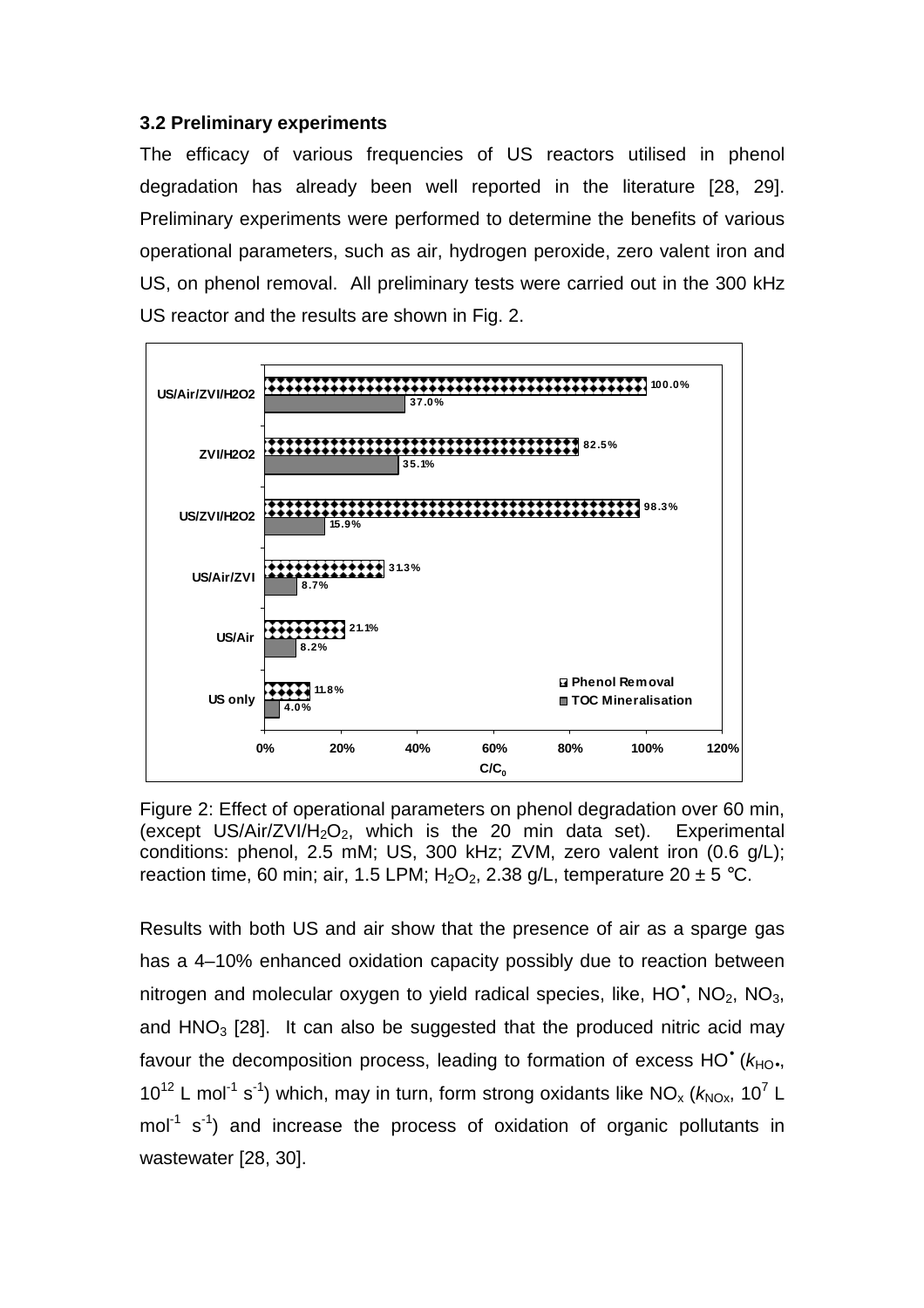### 3.2 Preliminary experiments

The efficacy of various frequencies of US reactors utilised in phenol degradation has already been well reported in the literature [28, 29]. Preliminary experiments were performed to determine the benefits of various operational parameters, such as air, hydrogen peroxide, zero valent iron and US, on phenol removal. All preliminary tests were carried out in the 300 kHz US reactor and the results are shown in Fig. 2.

Figure 2: Effect of operational parameters on phenol degradation over 60 min, (except US/Air/ZVI/$H_2O_2$, which is the 20 min data set). Experimental conditions: phenol, 2.5 mM; US, 300 kHz; ZVM, zero valent iron (0.6 g/L); reaction time, 60 min; air, 1.5 LPM; $H_2O_2$, 2.38 g/L, temperature 20 ± 5 °C.

Results with both US and air show that the presence of air as a sparge gas has a 4–10% enhanced oxidation capacity possibly due to reaction between nitrogen and molecular oxygen to yield radical species, like, $HO^{\bullet}$, $NO_2$, $NO_3$, and $HNO_3$ [28]. It can also be suggested that the produced nitric acid may favour the decomposition process, leading to formation of excess $HO^{\bullet}$ ($k_{HO\bullet}$, $10^{12}$ L mol$^{-1}$ s$^{-1}$) which, may in turn, form strong oxidants like $NO_x$ ($k_{NOx}$, $10^{7}$ L mol$^{-1}$ s$^{-1}$) and increase the process of oxidation of organic pollutants in wastewater [28, 30].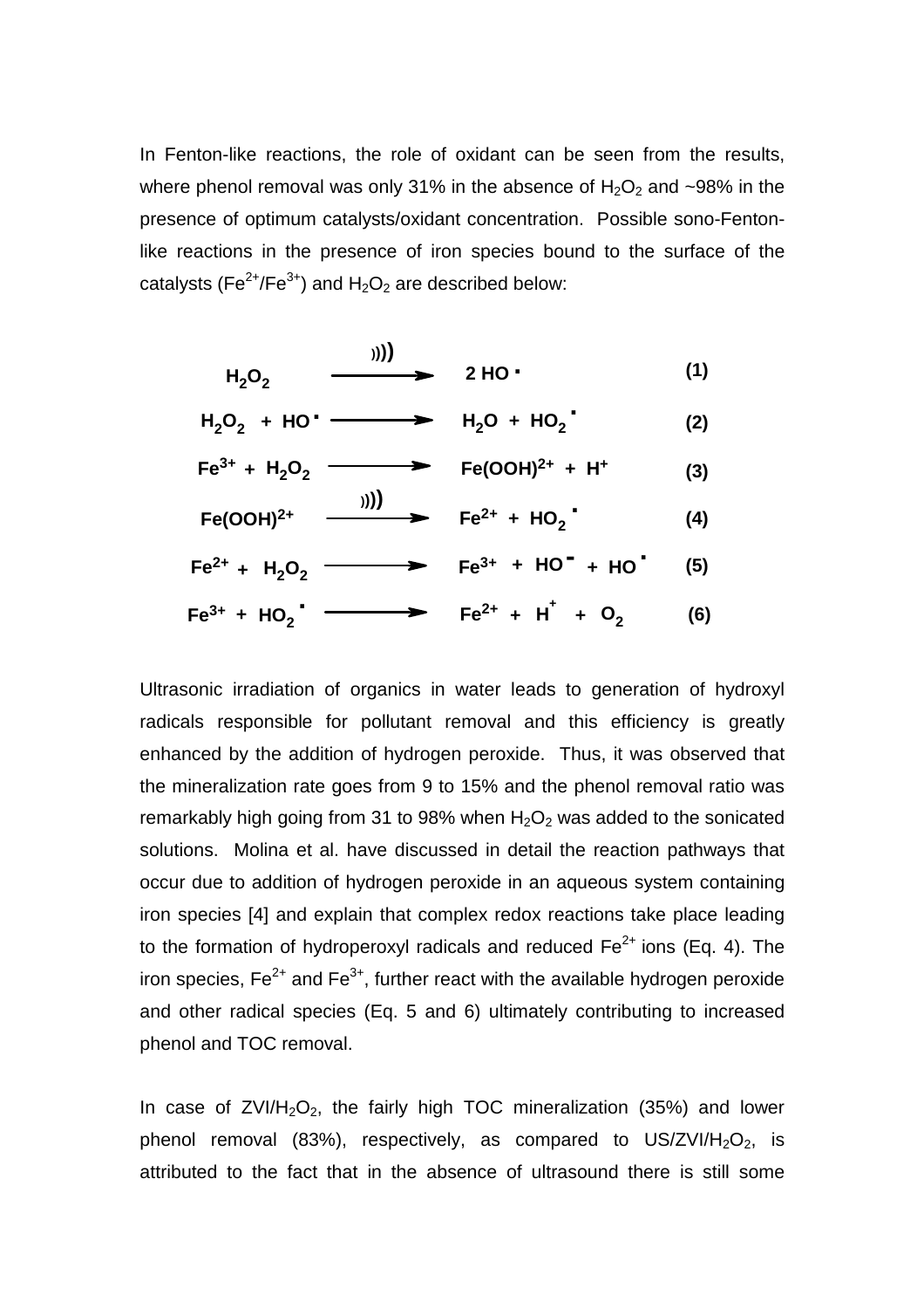In Fenton-like reactions, the role of oxidant can be seen from the results, where phenol removal was only 31% in the absence of $H_2O_2$ and ~98% in the presence of optimum catalysts/oxidant concentration. Possible sono-Fenton-like reactions in the presence of iron species bound to the surface of the catalysts ($Fe^{2+}/Fe^{3+}$) and $H_2O_2$ are described below:

$$H_2O_2 \xrightarrow{)))} 2\,HO^{\cdot} \qquad (1)$$

$$H_2O_2 + HO^{\cdot} \longrightarrow H_2O + HO_2^{\cdot} \qquad (2)$$

$$Fe^{3+} + H_2O_2 \longrightarrow Fe(OOH)^{2+} + H^+ \qquad (3)$$

$$Fe(OOH)^{2+} \xrightarrow{)))} Fe^{2+} + HO_2^{\cdot} \qquad (4)$$

$$Fe^{2+} + H_2O_2 \longrightarrow Fe^{3+} + HO^{-} + HO^{\cdot} \qquad (5)$$

$$Fe^{3+} + HO_2^{\cdot} \longrightarrow Fe^{2+} + H^{+} + O_2 \qquad (6)$$

Ultrasonic irradiation of organics in water leads to generation of hydroxyl radicals responsible for pollutant removal and this efficiency is greatly enhanced by the addition of hydrogen peroxide. Thus, it was observed that the mineralization rate goes from 9 to 15% and the phenol removal ratio was remarkably high going from 31 to 98% when $H_2O_2$ was added to the sonicated solutions. Molina et al. have discussed in detail the reaction pathways that occur due to addition of hydrogen peroxide in an aqueous system containing iron species [4] and explain that complex redox reactions take place leading to the formation of hydroperoxyl radicals and reduced $Fe^{2+}$ ions (Eq. 4). The iron species, $Fe^{2+}$ and $Fe^{3+}$, further react with the available hydrogen peroxide and other radical species (Eq. 5 and 6) ultimately contributing to increased phenol and TOC removal.

In case of ZVI/$H_2O_2$, the fairly high TOC mineralization (35%) and lower phenol removal (83%), respectively, as compared to US/ZVI/$H_2O_2$, is attributed to the fact that in the absence of ultrasound there is still some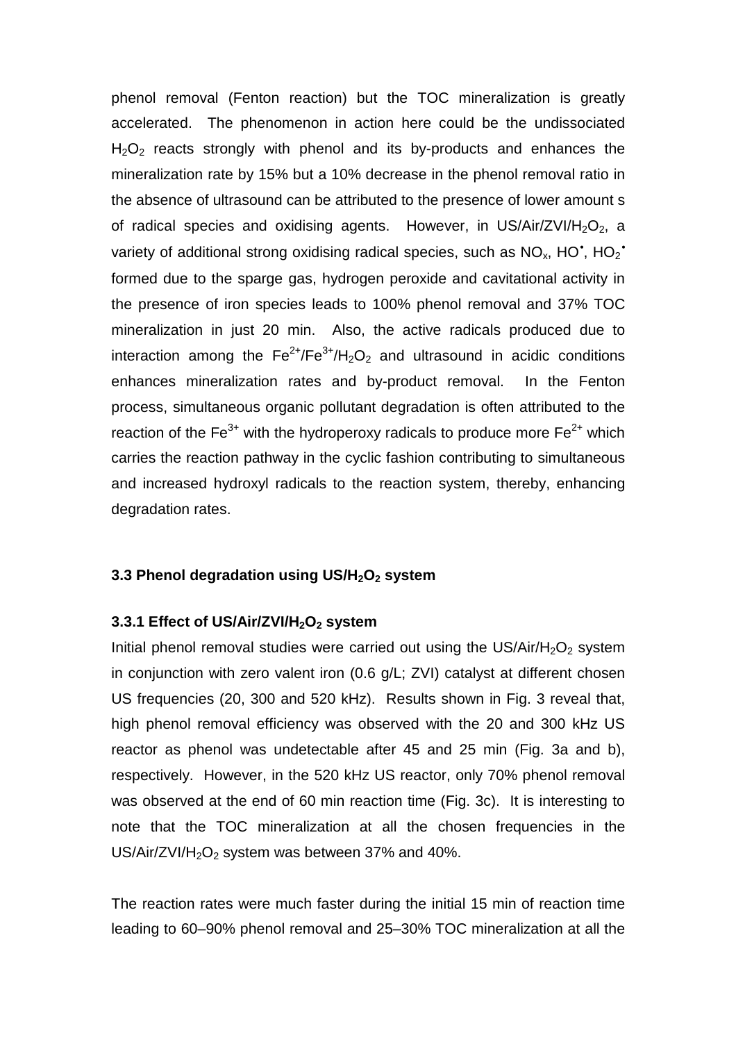phenol removal (Fenton reaction) but the TOC mineralization is greatly accelerated. The phenomenon in action here could be the undissociated $H_2O_2$ reacts strongly with phenol and its by-products and enhances the mineralization rate by 15% but a 10% decrease in the phenol removal ratio in the absence of ultrasound can be attributed to the presence of lower amount s of radical species and oxidising agents. However, in US/Air/ZVI/$H_2O_2$, a variety of additional strong oxidising radical species, such as $NO_x$, $HO^{\bullet}$, $HO_2^{\bullet}$ formed due to the sparge gas, hydrogen peroxide and cavitational activity in the presence of iron species leads to 100% phenol removal and 37% TOC mineralization in just 20 min. Also, the active radicals produced due to interaction among the $Fe^{2+}$/$Fe^{3+}$/$H_2O_2$ and ultrasound in acidic conditions enhances mineralization rates and by-product removal. In the Fenton process, simultaneous organic pollutant degradation is often attributed to the reaction of the $Fe^{3+}$ with the hydroperoxy radicals to produce more $Fe^{2+}$ which carries the reaction pathway in the cyclic fashion contributing to simultaneous and increased hydroxyl radicals to the reaction system, thereby, enhancing degradation rates.

### 3.3 Phenol degradation using US/$H_2O_2$ system

#### 3.3.1 Effect of US/Air/ZVI/$H_2O_2$ system

Initial phenol removal studies were carried out using the US/Air/$H_2O_2$ system in conjunction with zero valent iron (0.6 g/L; ZVI) catalyst at different chosen US frequencies (20, 300 and 520 kHz). Results shown in Fig. 3 reveal that, high phenol removal efficiency was observed with the 20 and 300 kHz US reactor as phenol was undetectable after 45 and 25 min (Fig. 3a and b), respectively. However, in the 520 kHz US reactor, only 70% phenol removal was observed at the end of 60 min reaction time (Fig. 3c). It is interesting to note that the TOC mineralization at all the chosen frequencies in the US/Air/ZVI/$H_2O_2$ system was between 37% and 40%.

The reaction rates were much faster during the initial 15 min of reaction time leading to 60–90% phenol removal and 25–30% TOC mineralization at all the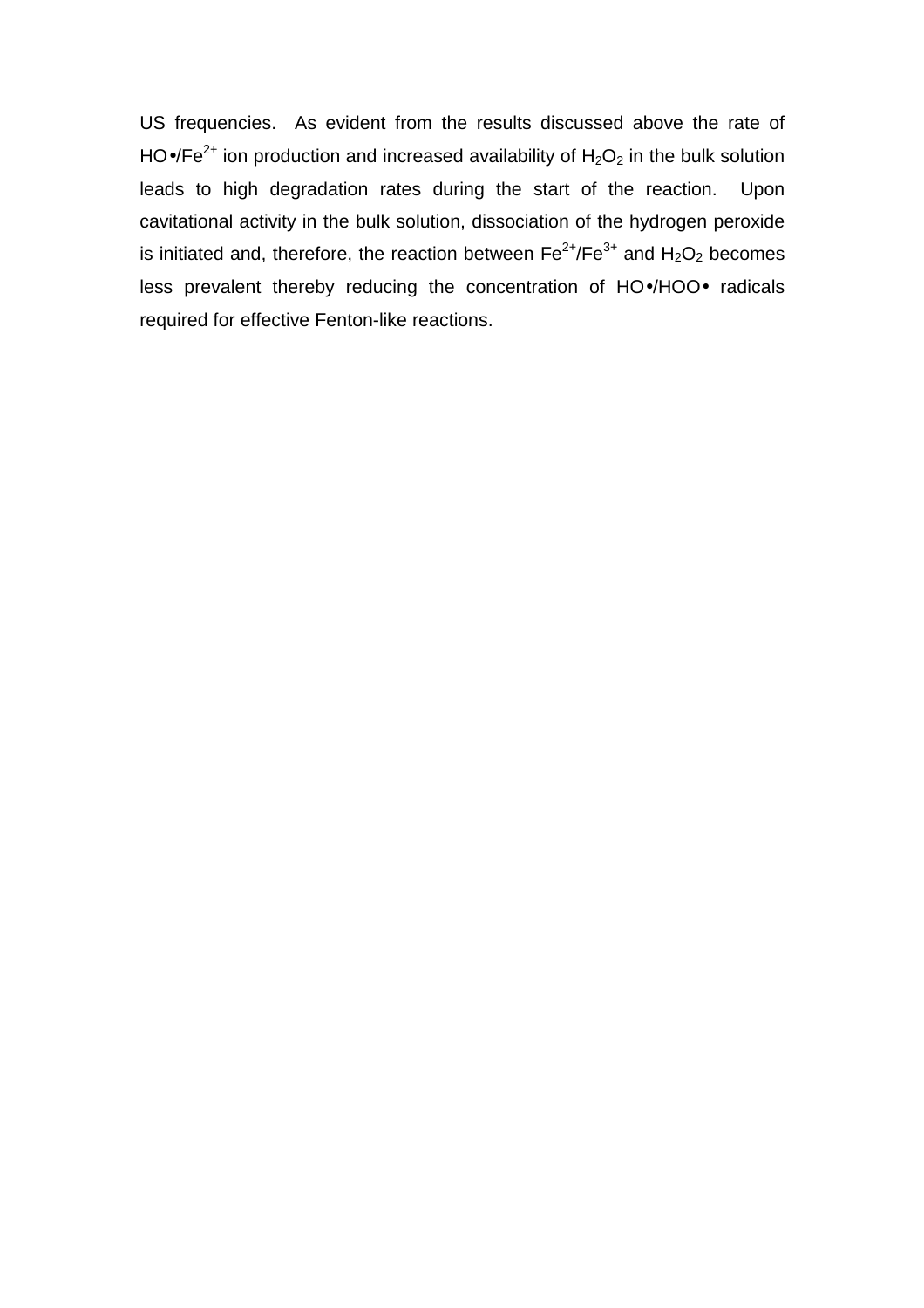US frequencies. As evident from the results discussed above the rate of HO•/$Fe^{2+}$ ion production and increased availability of $H_2O_2$ in the bulk solution leads to high degradation rates during the start of the reaction. Upon cavitational activity in the bulk solution, dissociation of the hydrogen peroxide is initiated and, therefore, the reaction between $Fe^{2+}$/$Fe^{3+}$ and $H_2O_2$ becomes less prevalent thereby reducing the concentration of HO•/HOO• radicals required for effective Fenton-like reactions.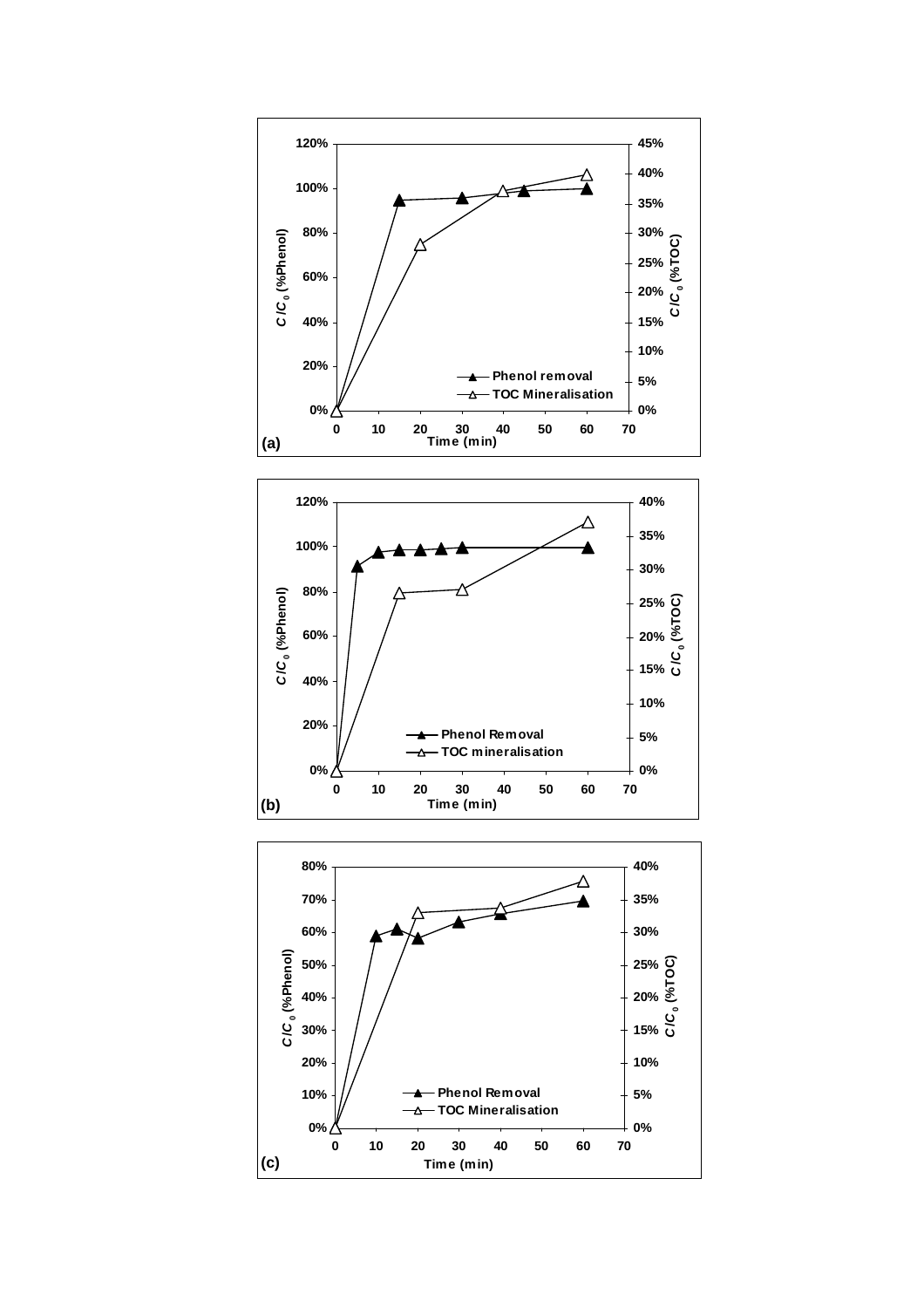**(a)**

$C/C_0$ (%Phenol) | $C/C_0$ (%TOC) | Time (min)

- Phenol removal
- TOC Mineralisation

**(b)**

$C/C_0$ (%Phenol) | $C/C_0$ (%TOC) | Time (min)

- Phenol Removal
- TOC mineralisation

**(c)**

$C/C_0$ (%Phenol) | $C/C_0$ (%TOC) | Time (min)

- Phenol Removal
- TOC Mineralisation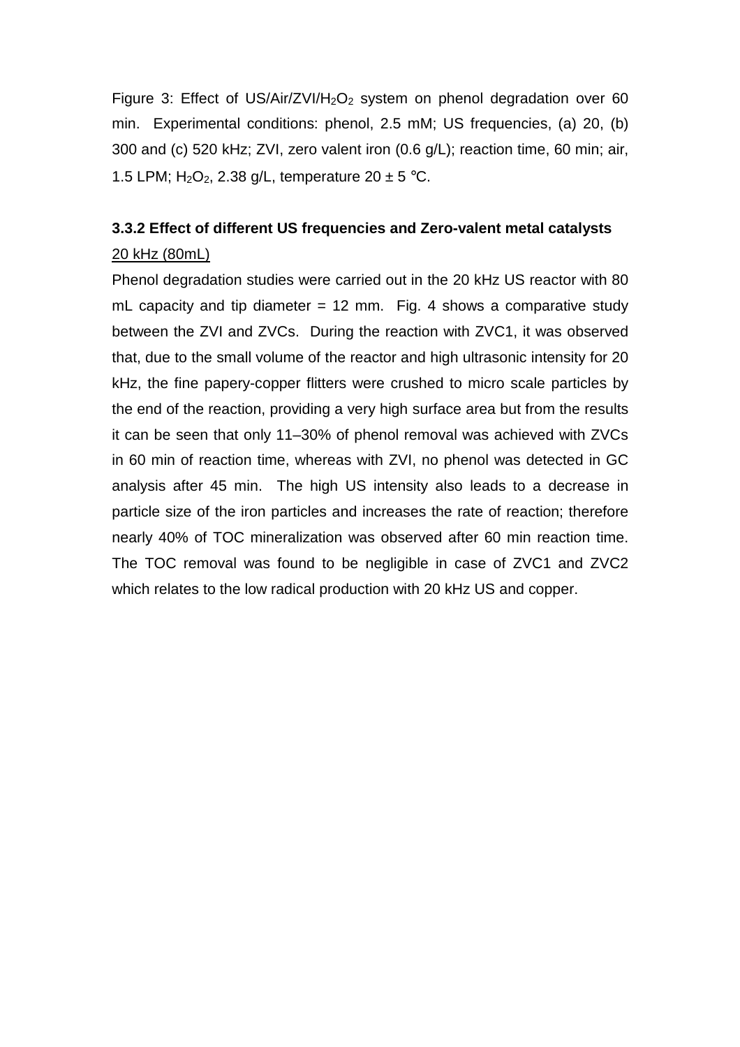Figure 3: Effect of US/Air/ZVI/$H_2O_2$ system on phenol degradation over 60 min. Experimental conditions: phenol, 2.5 mM; US frequencies, (a) 20, (b) 300 and (c) 520 kHz; ZVI, zero valent iron (0.6 g/L); reaction time, 60 min; air, 1.5 LPM; $H_2O_2$, 2.38 g/L, temperature 20 ± 5 °C.

### 3.3.2 Effect of different US frequencies and Zero-valent metal catalysts

20 kHz (80mL)

Phenol degradation studies were carried out in the 20 kHz US reactor with 80 mL capacity and tip diameter = 12 mm. Fig. 4 shows a comparative study between the ZVI and ZVCs. During the reaction with ZVC1, it was observed that, due to the small volume of the reactor and high ultrasonic intensity for 20 kHz, the fine papery-copper flitters were crushed to micro scale particles by the end of the reaction, providing a very high surface area but from the results it can be seen that only 11–30% of phenol removal was achieved with ZVCs in 60 min of reaction time, whereas with ZVI, no phenol was detected in GC analysis after 45 min. The high US intensity also leads to a decrease in particle size of the iron particles and increases the rate of reaction; therefore nearly 40% of TOC mineralization was observed after 60 min reaction time. The TOC removal was found to be negligible in case of ZVC1 and ZVC2 which relates to the low radical production with 20 kHz US and copper.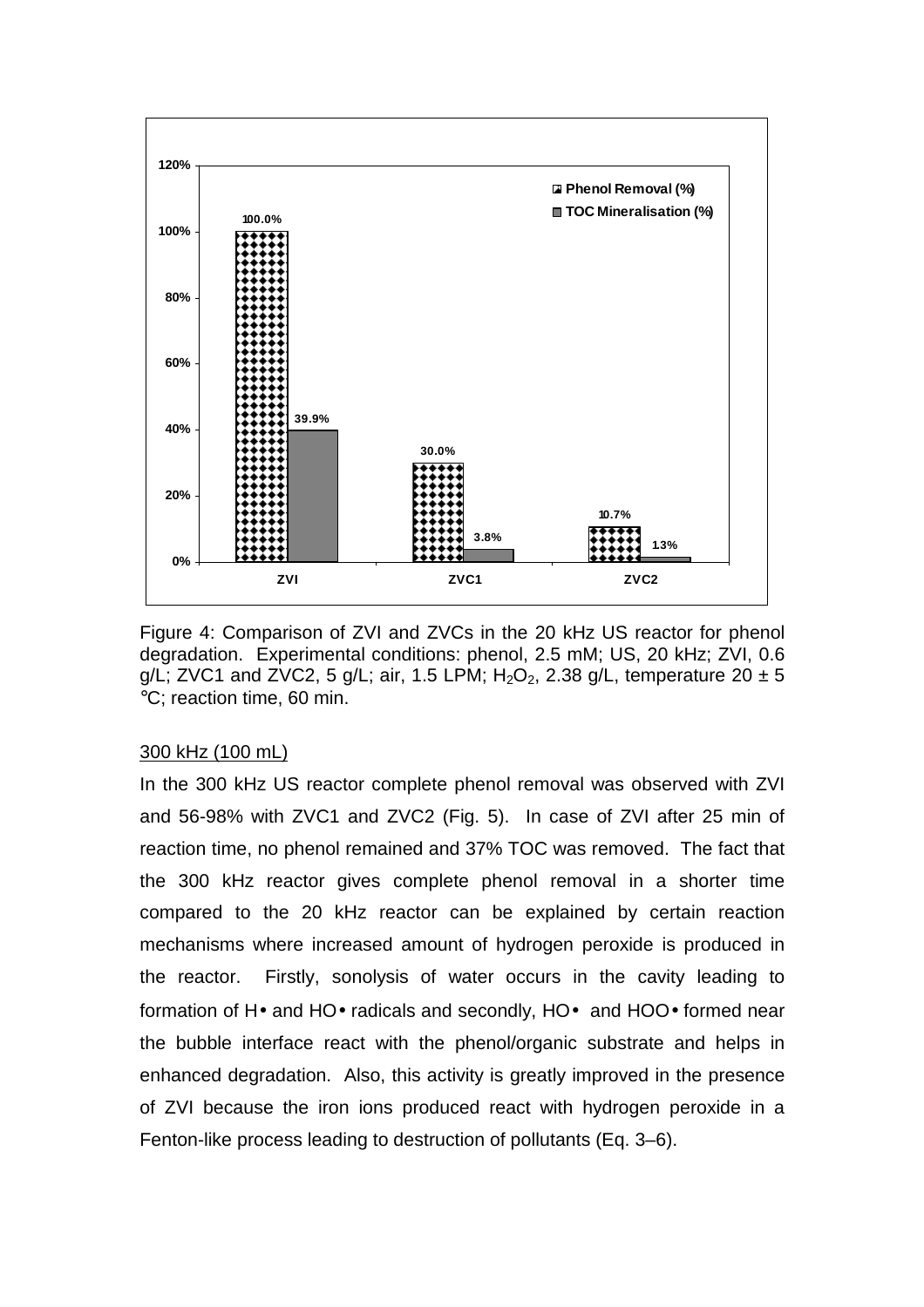Figure 4: Comparison of ZVI and ZVCs in the 20 kHz US reactor for phenol degradation. Experimental conditions: phenol, 2.5 mM; US, 20 kHz; ZVI, 0.6 g/L; ZVC1 and ZVC2, 5 g/L; air, 1.5 LPM; $H_2O_2$, 2.38 g/L, temperature 20 ± 5 °C; reaction time, 60 min.

300 kHz (100 mL)

In the 300 kHz US reactor complete phenol removal was observed with ZVI and 56-98% with ZVC1 and ZVC2 (Fig. 5). In case of ZVI after 25 min of reaction time, no phenol remained and 37% TOC was removed. The fact that the 300 kHz reactor gives complete phenol removal in a shorter time compared to the 20 kHz reactor can be explained by certain reaction mechanisms where increased amount of hydrogen peroxide is produced in the reactor. Firstly, sonolysis of water occurs in the cavity leading to formation of H• and HO• radicals and secondly, HO• and HOO• formed near the bubble interface react with the phenol/organic substrate and helps in enhanced degradation. Also, this activity is greatly improved in the presence of ZVI because the iron ions produced react with hydrogen peroxide in a Fenton-like process leading to destruction of pollutants (Eq. 3–6).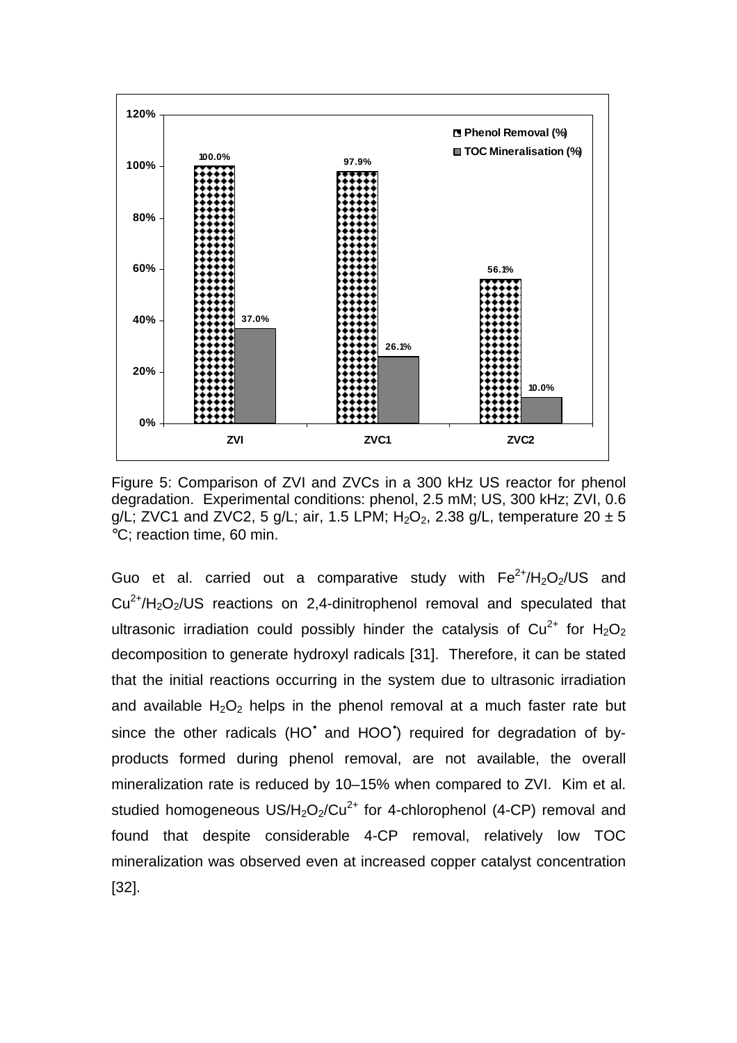Figure 5: Comparison of ZVI and ZVCs in a 300 kHz US reactor for phenol degradation. Experimental conditions: phenol, 2.5 mM; US, 300 kHz; ZVI, 0.6 g/L; ZVC1 and ZVC2, 5 g/L; air, 1.5 LPM; $H_2O_2$, 2.38 g/L, temperature 20 ± 5 °C; reaction time, 60 min.

Guo et al. carried out a comparative study with $Fe^{2+}/H_2O_2$/US and $Cu^{2+}/H_2O_2$/US reactions on 2,4-dinitrophenol removal and speculated that ultrasonic irradiation could possibly hinder the catalysis of $Cu^{2+}$ for $H_2O_2$ decomposition to generate hydroxyl radicals [31]. Therefore, it can be stated that the initial reactions occurring in the system due to ultrasonic irradiation and available $H_2O_2$ helps in the phenol removal at a much faster rate but since the other radicals ($HO^{\bullet}$ and $HOO^{\bullet}$) required for degradation of by-products formed during phenol removal, are not available, the overall mineralization rate is reduced by 10–15% when compared to ZVI. Kim et al. studied homogeneous US/$H_2O_2$/$Cu^{2+}$ for 4-chlorophenol (4-CP) removal and found that despite considerable 4-CP removal, relatively low TOC mineralization was observed even at increased copper catalyst concentration [32].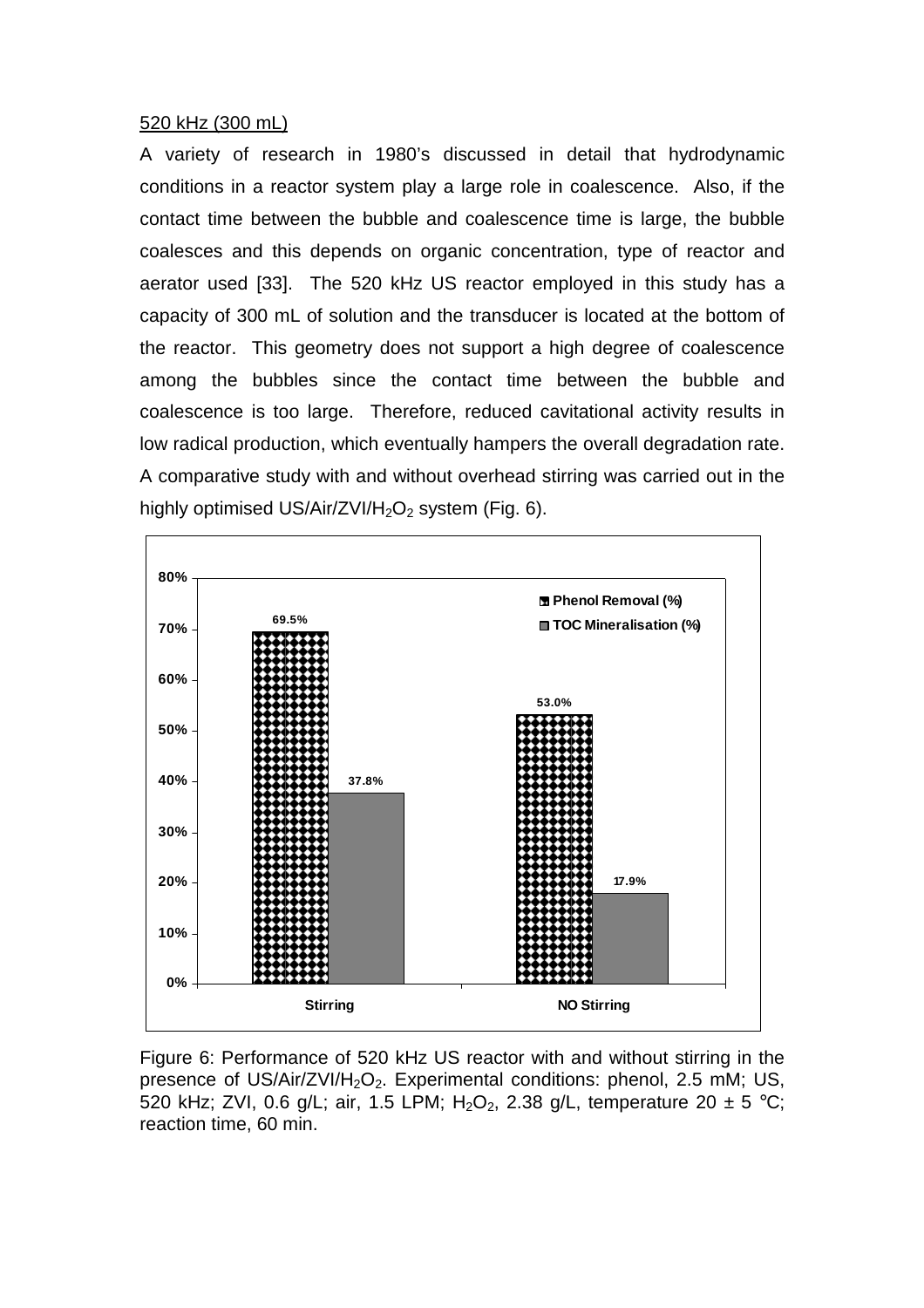520 kHz (300 mL)

A variety of research in 1980's discussed in detail that hydrodynamic conditions in a reactor system play a large role in coalescence. Also, if the contact time between the bubble and coalescence time is large, the bubble coalesces and this depends on organic concentration, type of reactor and aerator used [33]. The 520 kHz US reactor employed in this study has a capacity of 300 mL of solution and the transducer is located at the bottom of the reactor. This geometry does not support a high degree of coalescence among the bubbles since the contact time between the bubble and coalescence is too large. Therefore, reduced cavitational activity results in low radical production, which eventually hampers the overall degradation rate. A comparative study with and without overhead stirring was carried out in the highly optimised US/Air/ZVI/$H_2O_2$ system (Fig. 6).

Figure 6: Performance of 520 kHz US reactor with and without stirring in the presence of US/Air/ZVI/$H_2O_2$. Experimental conditions: phenol, 2.5 mM; US, 520 kHz; ZVI, 0.6 g/L; air, 1.5 LPM; $H_2O_2$, 2.38 g/L, temperature 20 ± 5 °C; reaction time, 60 min.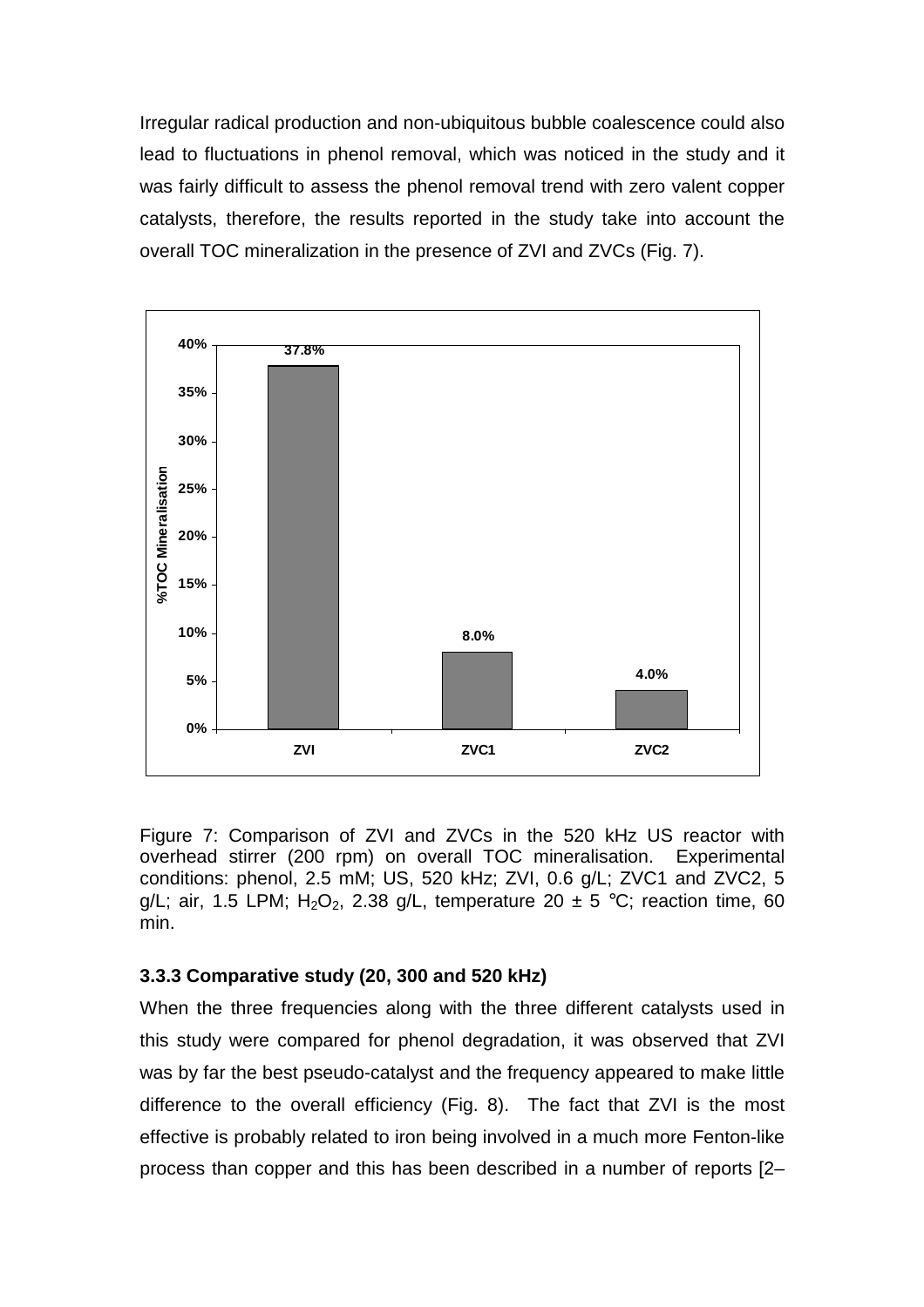Irregular radical production and non-ubiquitous bubble coalescence could also lead to fluctuations in phenol removal, which was noticed in the study and it was fairly difficult to assess the phenol removal trend with zero valent copper catalysts, therefore, the results reported in the study take into account the overall TOC mineralization in the presence of ZVI and ZVCs (Fig. 7).

| | %TOC Mineralisation |
|---|---|
| ZVI | 37.8% |
| ZVC1 | 8.0% |
| ZVC2 | 4.0% |

Figure 7: Comparison of ZVI and ZVCs in the 520 kHz US reactor with overhead stirrer (200 rpm) on overall TOC mineralisation. Experimental conditions: phenol, 2.5 mM; US, 520 kHz; ZVI, 0.6 g/L; ZVC1 and ZVC2, 5 g/L; air, 1.5 LPM; $H_2O_2$, 2.38 g/L, temperature 20 ± 5 °C; reaction time, 60 min.

### 3.3.3 Comparative study (20, 300 and 520 kHz)

When the three frequencies along with the three different catalysts used in this study were compared for phenol degradation, it was observed that ZVI was by far the best pseudo-catalyst and the frequency appeared to make little difference to the overall efficiency (Fig. 8). The fact that ZVI is the most effective is probably related to iron being involved in a much more Fenton-like process than copper and this has been described in a number of reports [2–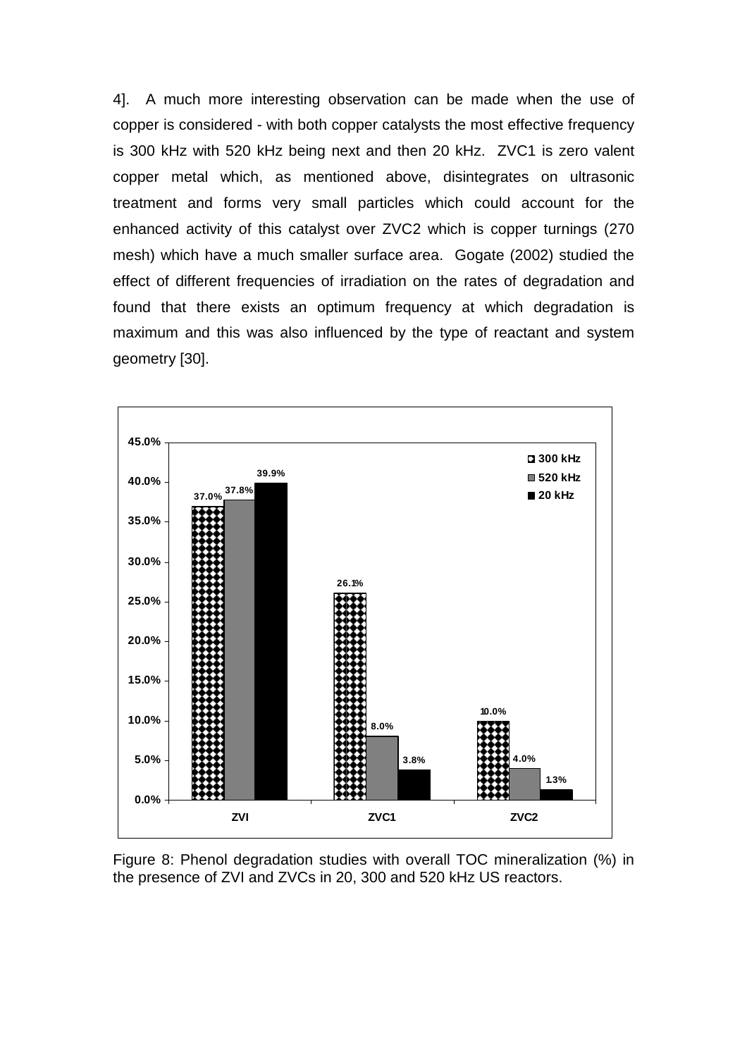4]. A much more interesting observation can be made when the use of copper is considered - with both copper catalysts the most effective frequency is 300 kHz with 520 kHz being next and then 20 kHz. ZVC1 is zero valent copper metal which, as mentioned above, disintegrates on ultrasonic treatment and forms very small particles which could account for the enhanced activity of this catalyst over ZVC2 which is copper turnings (270 mesh) which have a much smaller surface area. Gogate (2002) studied the effect of different frequencies of irradiation on the rates of degradation and found that there exists an optimum frequency at which degradation is maximum and this was also influenced by the type of reactant and system geometry [30].

Figure 8: Phenol degradation studies with overall TOC mineralization (%) in the presence of ZVI and ZVCs in 20, 300 and 520 kHz US reactors.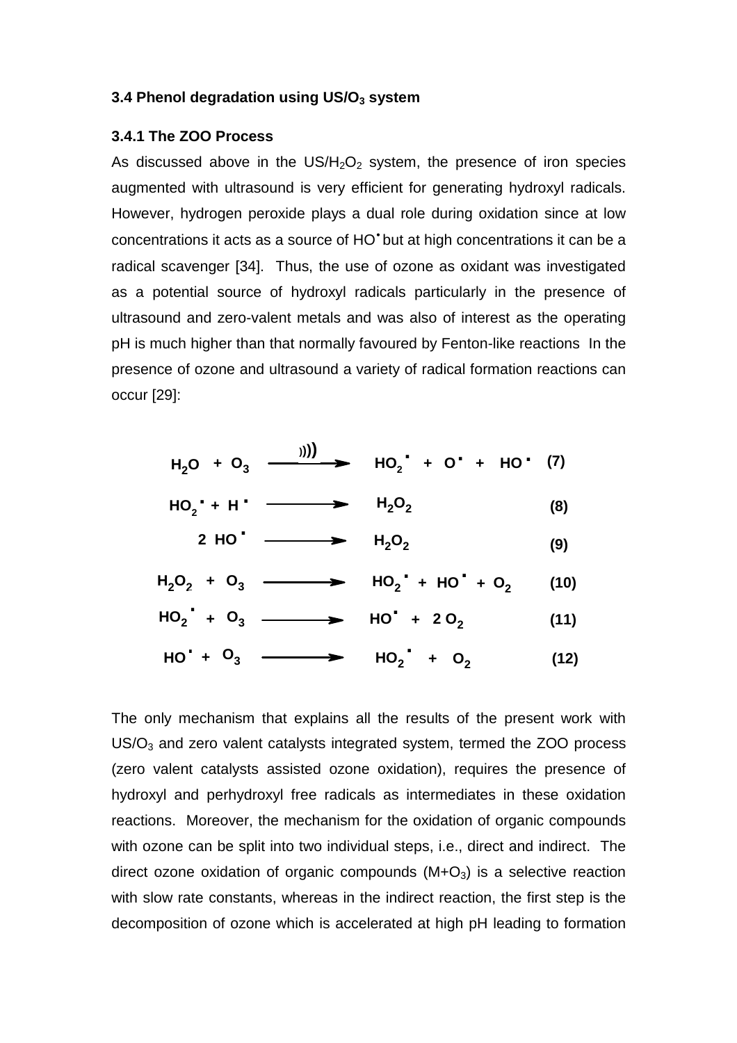### 3.4 Phenol degradation using US/$O_3$ system

#### 3.4.1 The ZOO Process

As discussed above in the US/$H_2O_2$ system, the presence of iron species augmented with ultrasound is very efficient for generating hydroxyl radicals. However, hydrogen peroxide plays a dual role during oxidation since at low concentrations it acts as a source of $HO^{\bullet}$ but at high concentrations it can be a radical scavenger [34]. Thus, the use of ozone as oxidant was investigated as a potential source of hydroxyl radicals particularly in the presence of ultrasound and zero-valent metals and was also of interest as the operating pH is much higher than that normally favoured by Fenton-like reactions In the presence of ozone and ultrasound a variety of radical formation reactions can occur [29]:

$$H_2O + O_3 \xrightarrow{)))} HO_2^{\bullet} + O^{\bullet} + HO^{\bullet} \quad (7)$$

$$HO_2^{\bullet} + H^{\bullet} \longrightarrow H_2O_2 \quad (8)$$

$$2\, HO^{\bullet} \longrightarrow H_2O_2 \quad (9)$$

$$H_2O_2 + O_3 \longrightarrow HO_2^{\bullet} + HO^{\bullet} + O_2 \quad (10)$$

$$HO_2^{\bullet} + O_3 \longrightarrow HO^{\bullet} + 2\, O_2 \quad (11)$$

$$HO^{\bullet} + O_3 \longrightarrow HO_2^{\bullet} + O_2 \quad (12)$$

The only mechanism that explains all the results of the present work with US/$O_3$ and zero valent catalysts integrated system, termed the ZOO process (zero valent catalysts assisted ozone oxidation), requires the presence of hydroxyl and perhydroxyl free radicals as intermediates in these oxidation reactions. Moreover, the mechanism for the oxidation of organic compounds with ozone can be split into two individual steps, i.e., direct and indirect. The direct ozone oxidation of organic compounds (M+$O_3$) is a selective reaction with slow rate constants, whereas in the indirect reaction, the first step is the decomposition of ozone which is accelerated at high pH leading to formation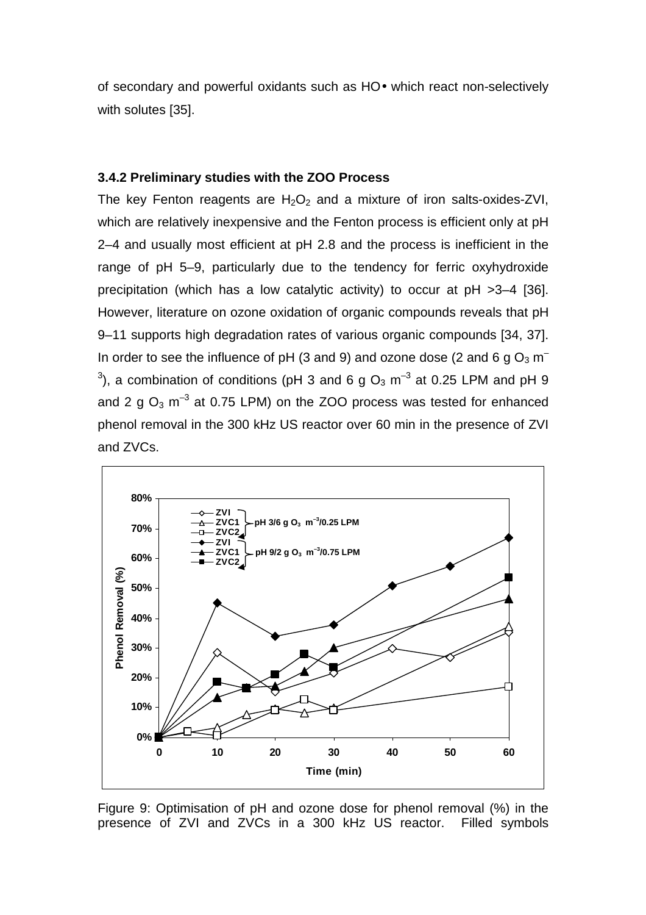of secondary and powerful oxidants such as HO• which react non-selectively with solutes [35].

### 3.4.2 Preliminary studies with the ZOO Process

The key Fenton reagents are $H_2O_2$ and a mixture of iron salts-oxides-ZVI, which are relatively inexpensive and the Fenton process is efficient only at pH 2–4 and usually most efficient at pH 2.8 and the process is inefficient in the range of pH 5–9, particularly due to the tendency for ferric oxyhydroxide precipitation (which has a low catalytic activity) to occur at pH >3–4 [36]. However, literature on ozone oxidation of organic compounds reveals that pH 9–11 supports high degradation rates of various organic compounds [34, 37]. In order to see the influence of pH (3 and 9) and ozone dose (2 and 6 g $O_3$ $m^{-3}$), a combination of conditions (pH 3 and 6 g $O_3$ $m^{-3}$ at 0.25 LPM and pH 9 and 2 g $O_3$ $m^{-3}$ at 0.75 LPM) on the ZOO process was tested for enhanced phenol removal in the 300 kHz US reactor over 60 min in the presence of ZVI and ZVCs.

Figure 9: Optimisation of pH and ozone dose for phenol removal (%) in the presence of ZVI and ZVCs in a 300 kHz US reactor. Filled symbols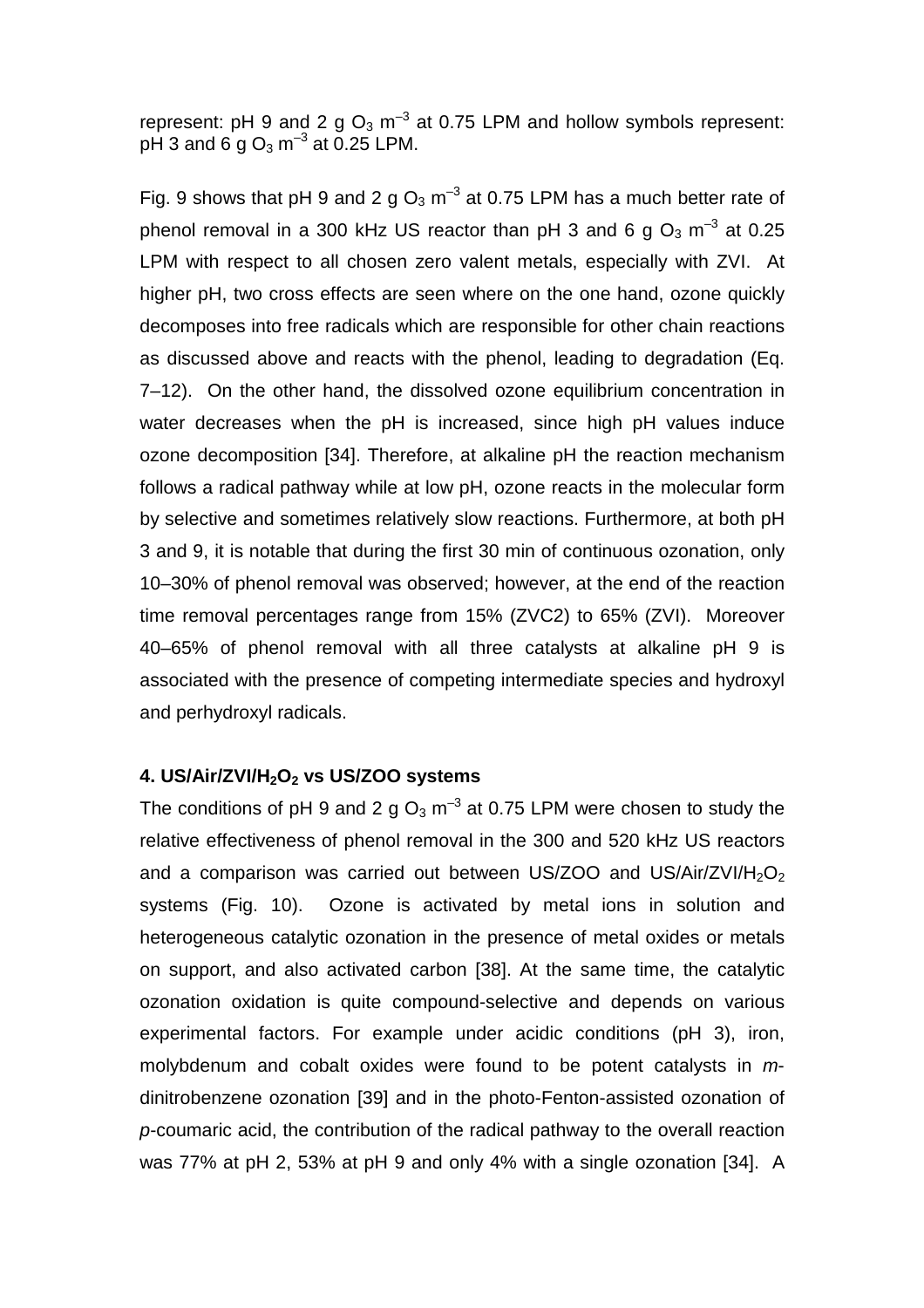represent: pH 9 and 2 g $O_3$ $m^{-3}$ at 0.75 LPM and hollow symbols represent: pH 3 and 6 g $O_3$ $m^{-3}$ at 0.25 LPM.

Fig. 9 shows that pH 9 and 2 g $O_3$ $m^{-3}$ at 0.75 LPM has a much better rate of phenol removal in a 300 kHz US reactor than pH 3 and 6 g $O_3$ $m^{-3}$ at 0.25 LPM with respect to all chosen zero valent metals, especially with ZVI. At higher pH, two cross effects are seen where on the one hand, ozone quickly decomposes into free radicals which are responsible for other chain reactions as discussed above and reacts with the phenol, leading to degradation (Eq. 7–12). On the other hand, the dissolved ozone equilibrium concentration in water decreases when the pH is increased, since high pH values induce ozone decomposition [34]. Therefore, at alkaline pH the reaction mechanism follows a radical pathway while at low pH, ozone reacts in the molecular form by selective and sometimes relatively slow reactions. Furthermore, at both pH 3 and 9, it is notable that during the first 30 min of continuous ozonation, only 10–30% of phenol removal was observed; however, at the end of the reaction time removal percentages range from 15% (ZVC2) to 65% (ZVI). Moreover 40–65% of phenol removal with all three catalysts at alkaline pH 9 is associated with the presence of competing intermediate species and hydroxyl and perhydroxyl radicals.

### 4. US/Air/ZVI/$H_2O_2$ vs US/ZOO systems

The conditions of pH 9 and 2 g $O_3$ $m^{-3}$ at 0.75 LPM were chosen to study the relative effectiveness of phenol removal in the 300 and 520 kHz US reactors and a comparison was carried out between US/ZOO and US/Air/ZVI/$H_2O_2$ systems (Fig. 10). Ozone is activated by metal ions in solution and heterogeneous catalytic ozonation in the presence of metal oxides or metals on support, and also activated carbon [38]. At the same time, the catalytic ozonation oxidation is quite compound-selective and depends on various experimental factors. For example under acidic conditions (pH 3), iron, molybdenum and cobalt oxides were found to be potent catalysts in *m*-dinitrobenzene ozonation [39] and in the photo-Fenton-assisted ozonation of *p*-coumaric acid, the contribution of the radical pathway to the overall reaction was 77% at pH 2, 53% at pH 9 and only 4% with a single ozonation [34]. A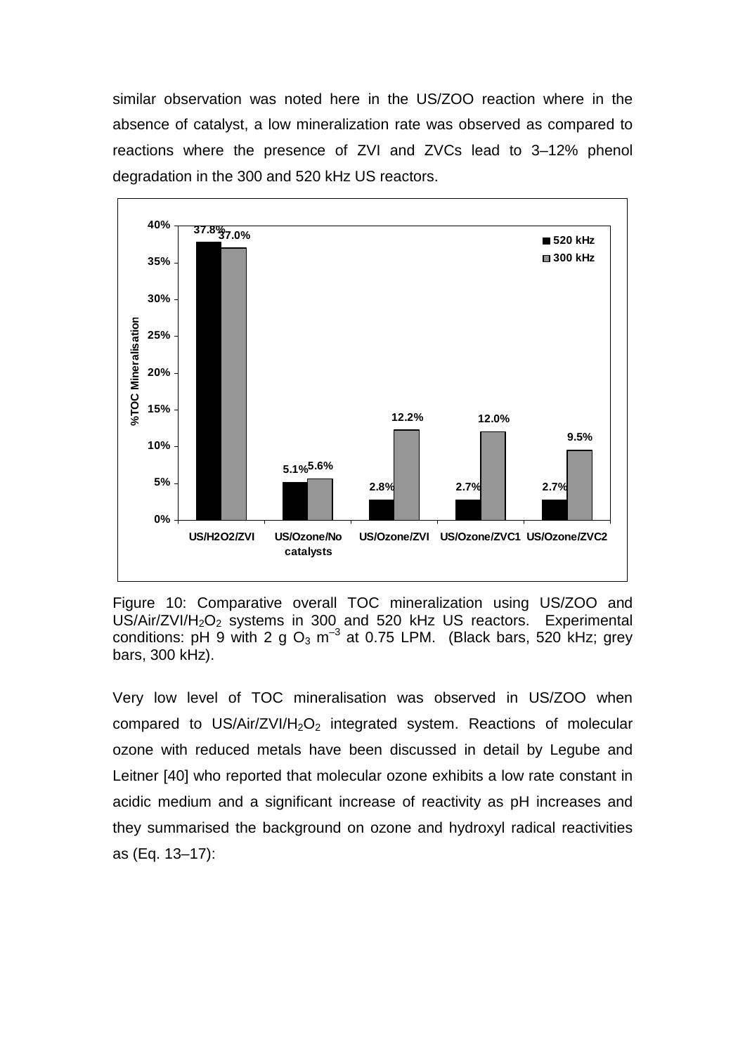similar observation was noted here in the US/ZOO reaction where in the absence of catalyst, a low mineralization rate was observed as compared to reactions where the presence of ZVI and ZVCs lead to 3–12% phenol degradation in the 300 and 520 kHz US reactors.

| | 520 kHz | 300 kHz |
|---|---|---|
| US/H2O2/ZVI | 37.8% | 37.0% |
| US/Ozone/No catalysts | 5.1% | 5.6% |
| US/Ozone/ZVI | 2.8% | 12.2% |
| US/Ozone/ZVC1 | 2.7% | 12.0% |
| US/Ozone/ZVC2 | 2.7% | 9.5% |

Figure 10: Comparative overall TOC mineralization using US/ZOO and US/Air/ZVI/$H_2O_2$ systems in 300 and 520 kHz US reactors. Experimental conditions: pH 9 with 2 g $O_3$ $m^{-3}$ at 0.75 LPM. (Black bars, 520 kHz; grey bars, 300 kHz).

Very low level of TOC mineralisation was observed in US/ZOO when compared to US/Air/ZVI/$H_2O_2$ integrated system. Reactions of molecular ozone with reduced metals have been discussed in detail by Legube and Leitner [40] who reported that molecular ozone exhibits a low rate constant in acidic medium and a significant increase of reactivity as pH increases and they summarised the background on ozone and hydroxyl radical reactivities as (Eq. 13–17):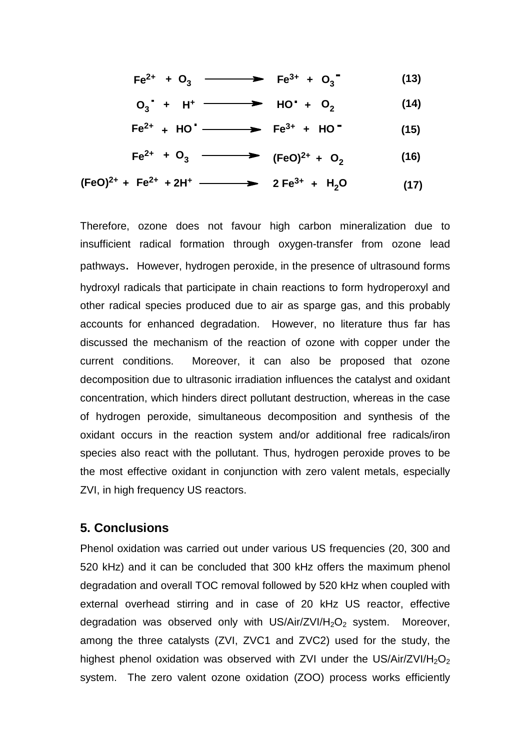$$Fe^{2+} + O_3 \longrightarrow Fe^{3+} + O_3^{\bullet -} \quad (13)$$

$$O_3^{\bullet -} + H^+ \longrightarrow HO^{\bullet} + O_2 \quad (14)$$

$$Fe^{2+} + HO^{\bullet} \longrightarrow Fe^{3+} + HO^{-} \quad (15)$$

$$Fe^{2+} + O_3 \longrightarrow (FeO)^{2+} + O_2 \quad (16)$$

$$(FeO)^{2+} + Fe^{2+} + 2H^+ \longrightarrow 2\,Fe^{3+} + H_2O \quad (17)$$

Therefore, ozone does not favour high carbon mineralization due to insufficient radical formation through oxygen-transfer from ozone lead pathways. However, hydrogen peroxide, in the presence of ultrasound forms hydroxyl radicals that participate in chain reactions to form hydroperoxyl and other radical species produced due to air as sparge gas, and this probably accounts for enhanced degradation. However, no literature thus far has discussed the mechanism of the reaction of ozone with copper under the current conditions. Moreover, it can also be proposed that ozone decomposition due to ultrasonic irradiation influences the catalyst and oxidant concentration, which hinders direct pollutant destruction, whereas in the case of hydrogen peroxide, simultaneous decomposition and synthesis of the oxidant occurs in the reaction system and/or additional free radicals/iron species also react with the pollutant. Thus, hydrogen peroxide proves to be the most effective oxidant in conjunction with zero valent metals, especially ZVI, in high frequency US reactors.

## 5. Conclusions

Phenol oxidation was carried out under various US frequencies (20, 300 and 520 kHz) and it can be concluded that 300 kHz offers the maximum phenol degradation and overall TOC removal followed by 520 kHz when coupled with external overhead stirring and in case of 20 kHz US reactor, effective degradation was observed only with US/Air/ZVI/$H_2O_2$ system. Moreover, among the three catalysts (ZVI, ZVC1 and ZVC2) used for the study, the highest phenol oxidation was observed with ZVI under the US/Air/ZVI/$H_2O_2$ system. The zero valent ozone oxidation (ZOO) process works efficiently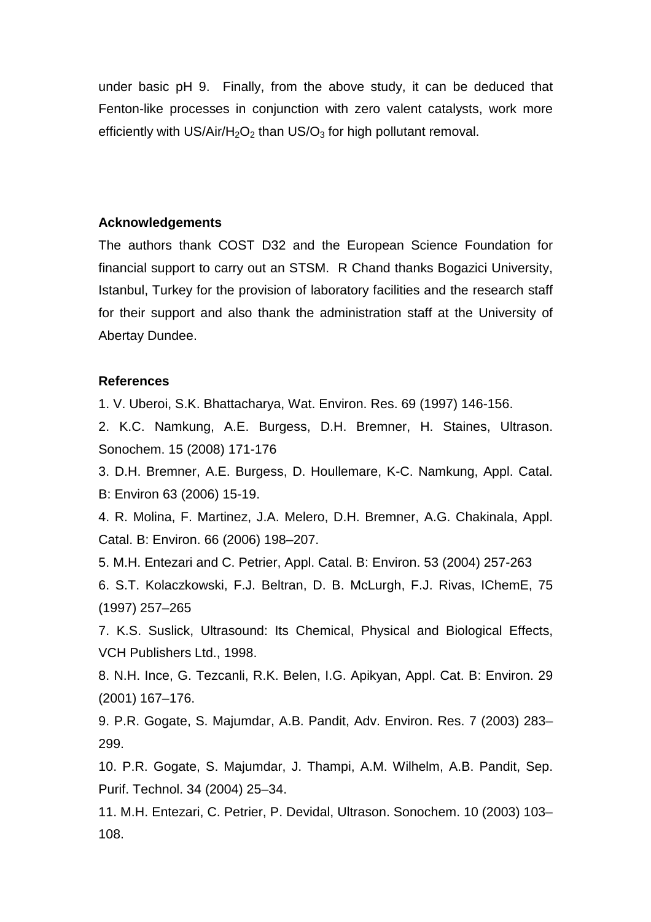under basic pH 9. Finally, from the above study, it can be deduced that Fenton-like processes in conjunction with zero valent catalysts, work more efficiently with US/Air/$H_2O_2$ than US/$O_3$ for high pollutant removal.

**Acknowledgements**

The authors thank COST D32 and the European Science Foundation for financial support to carry out an STSM. R Chand thanks Bogazici University, Istanbul, Turkey for the provision of laboratory facilities and the research staff for their support and also thank the administration staff at the University of Abertay Dundee.

**References**

1. V. Uberoi, S.K. Bhattacharya, Wat. Environ. Res. 69 (1997) 146-156.
2. K.C. Namkung, A.E. Burgess, D.H. Bremner, H. Staines, Ultrason. Sonochem. 15 (2008) 171-176
3. D.H. Bremner, A.E. Burgess, D. Houllemare, K-C. Namkung, Appl. Catal. B: Environ 63 (2006) 15-19.
4. R. Molina, F. Martinez, J.A. Melero, D.H. Bremner, A.G. Chakinala, Appl. Catal. B: Environ. 66 (2006) 198–207.
5. M.H. Entezari and C. Petrier, Appl. Catal. B: Environ. 53 (2004) 257-263
6. S.T. Kolaczkowski, F.J. Beltran, D. B. McLurgh, F.J. Rivas, IChemE, 75 (1997) 257–265
7. K.S. Suslick, Ultrasound: Its Chemical, Physical and Biological Effects, VCH Publishers Ltd., 1998.
8. N.H. Ince, G. Tezcanli, R.K. Belen, I.G. Apikyan, Appl. Cat. B: Environ. 29 (2001) 167–176.
9. P.R. Gogate, S. Majumdar, A.B. Pandit, Adv. Environ. Res. 7 (2003) 283–299.
10. P.R. Gogate, S. Majumdar, J. Thampi, A.M. Wilhelm, A.B. Pandit, Sep. Purif. Technol. 34 (2004) 25–34.
11. M.H. Entezari, C. Petrier, P. Devidal, Ultrason. Sonochem. 10 (2003) 103–108.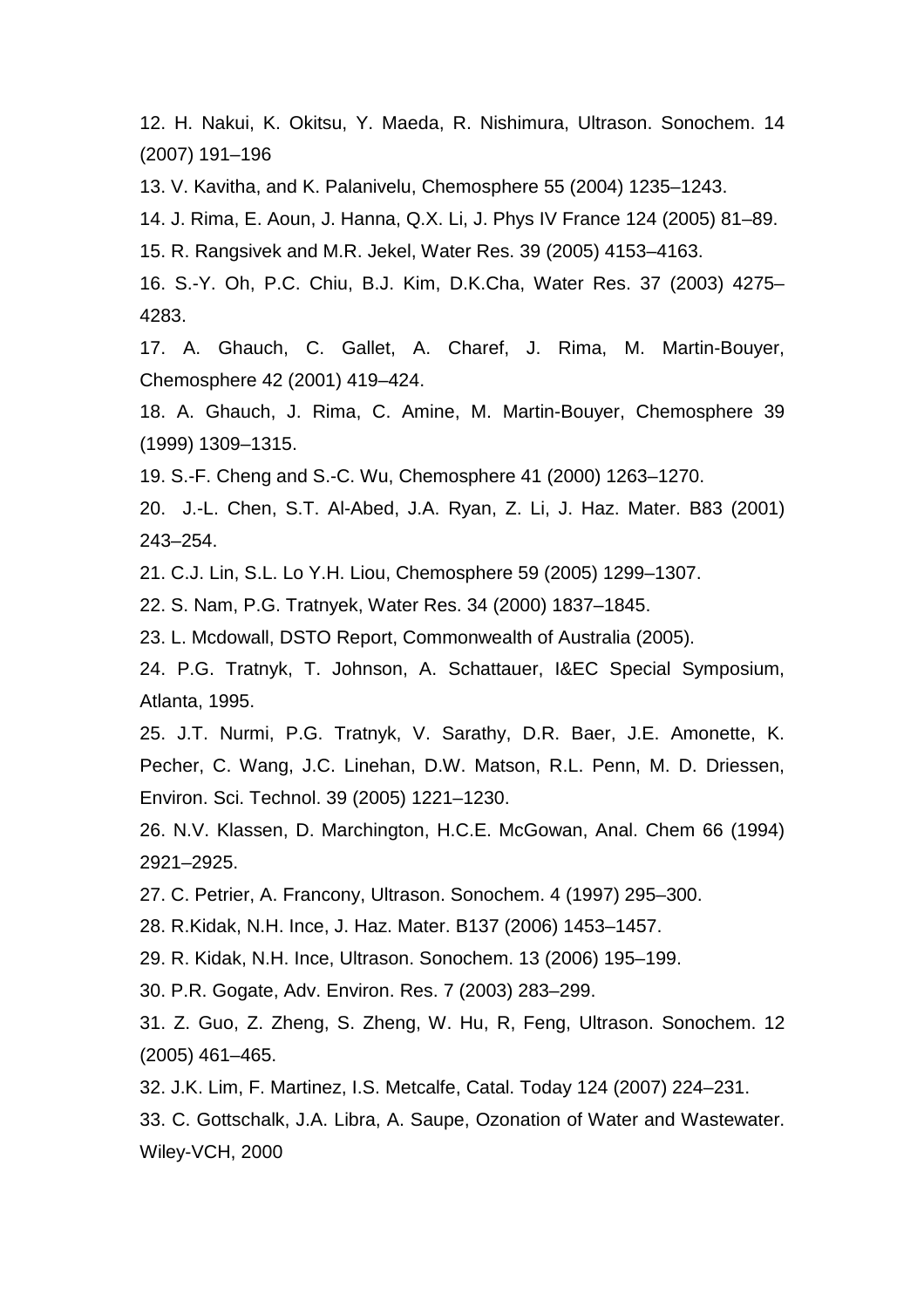12. H. Nakui, K. Okitsu, Y. Maeda, R. Nishimura, Ultrason. Sonochem. 14 (2007) 191–196

13. V. Kavitha, and K. Palanivelu, Chemosphere 55 (2004) 1235–1243.

14. J. Rima, E. Aoun, J. Hanna, Q.X. Li, J. Phys IV France 124 (2005) 81–89.

15. R. Rangsivek and M.R. Jekel, Water Res. 39 (2005) 4153–4163.

16. S.-Y. Oh, P.C. Chiu, B.J. Kim, D.K.Cha, Water Res. 37 (2003) 4275–4283.

17. A. Ghauch, C. Gallet, A. Charef, J. Rima, M. Martin-Bouyer, Chemosphere 42 (2001) 419–424.

18. A. Ghauch, J. Rima, C. Amine, M. Martin-Bouyer, Chemosphere 39 (1999) 1309–1315.

19. S.-F. Cheng and S.-C. Wu, Chemosphere 41 (2000) 1263–1270.

20. J.-L. Chen, S.T. Al-Abed, J.A. Ryan, Z. Li, J. Haz. Mater. B83 (2001) 243–254.

21. C.J. Lin, S.L. Lo Y.H. Liou, Chemosphere 59 (2005) 1299–1307.

22. S. Nam, P.G. Tratnyek, Water Res. 34 (2000) 1837–1845.

23. L. Mcdowall, DSTO Report, Commonwealth of Australia (2005).

24. P.G. Tratnyk, T. Johnson, A. Schattauer, I&EC Special Symposium, Atlanta, 1995.

25. J.T. Nurmi, P.G. Tratnyk, V. Sarathy, D.R. Baer, J.E. Amonette, K. Pecher, C. Wang, J.C. Linehan, D.W. Matson, R.L. Penn, M. D. Driessen, Environ. Sci. Technol. 39 (2005) 1221–1230.

26. N.V. Klassen, D. Marchington, H.C.E. McGowan, Anal. Chem 66 (1994) 2921–2925.

27. C. Petrier, A. Francony, Ultrason. Sonochem. 4 (1997) 295–300.

28. R.Kidak, N.H. Ince, J. Haz. Mater. B137 (2006) 1453–1457.

29. R. Kidak, N.H. Ince, Ultrason. Sonochem. 13 (2006) 195–199.

30. P.R. Gogate, Adv. Environ. Res. 7 (2003) 283–299.

31. Z. Guo, Z. Zheng, S. Zheng, W. Hu, R, Feng, Ultrason. Sonochem. 12 (2005) 461–465.

32. J.K. Lim, F. Martinez, I.S. Metcalfe, Catal. Today 124 (2007) 224–231.

33. C. Gottschalk, J.A. Libra, A. Saupe, Ozonation of Water and Wastewater. Wiley-VCH, 2000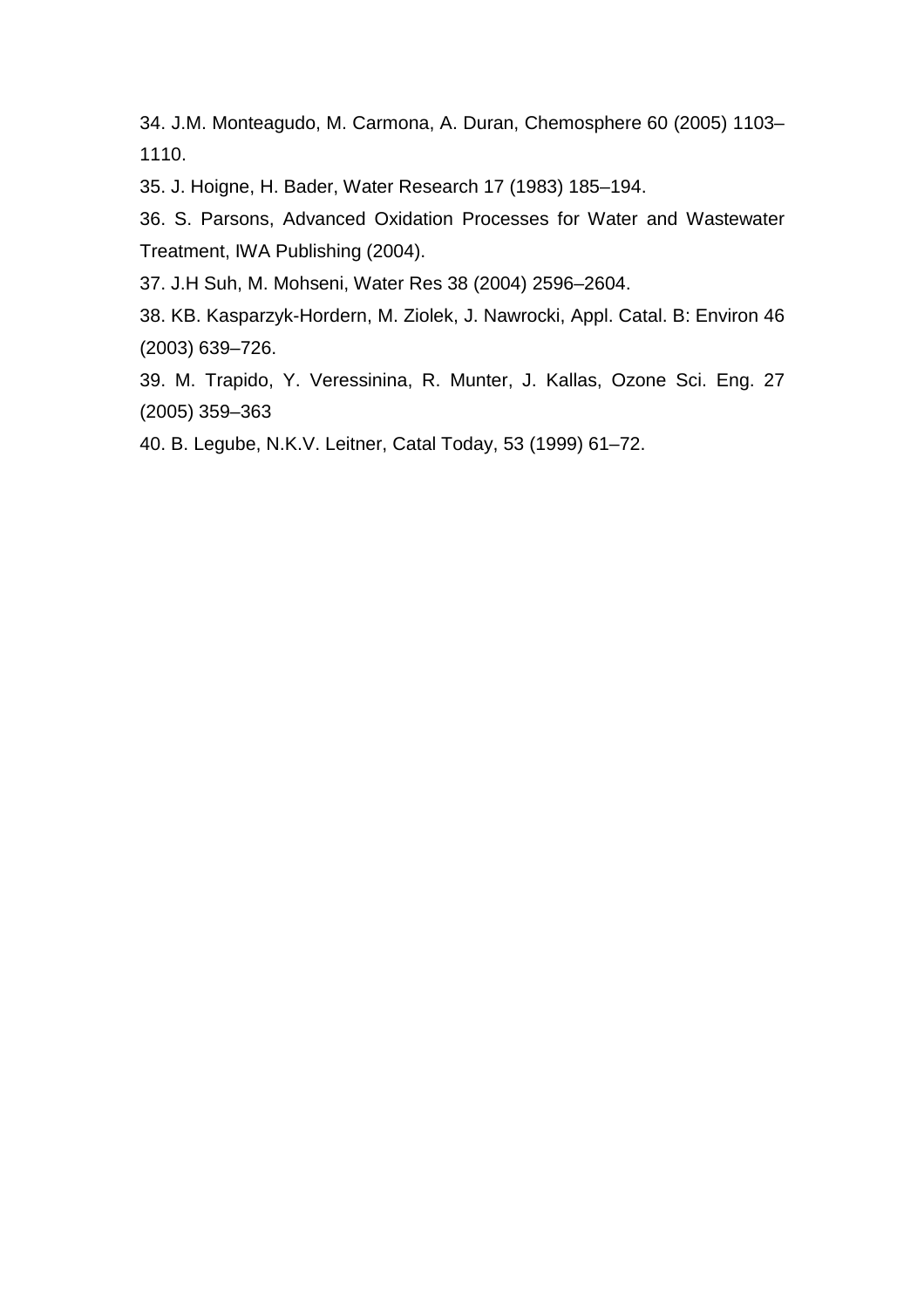34. J.M. Monteagudo, M. Carmona, A. Duran, Chemosphere 60 (2005) 1103–1110.

35. J. Hoigne, H. Bader, Water Research 17 (1983) 185–194.

36. S. Parsons, Advanced Oxidation Processes for Water and Wastewater Treatment, IWA Publishing (2004).

37. J.H Suh, M. Mohseni, Water Res 38 (2004) 2596–2604.

38. KB. Kasparzyk-Hordern, M. Ziolek, J. Nawrocki, Appl. Catal. B: Environ 46 (2003) 639–726.

39. M. Trapido, Y. Veressinina, R. Munter, J. Kallas, Ozone Sci. Eng. 27 (2005) 359–363

40. B. Legube, N.K.V. Leitner, Catal Today, 53 (1999) 61–72.